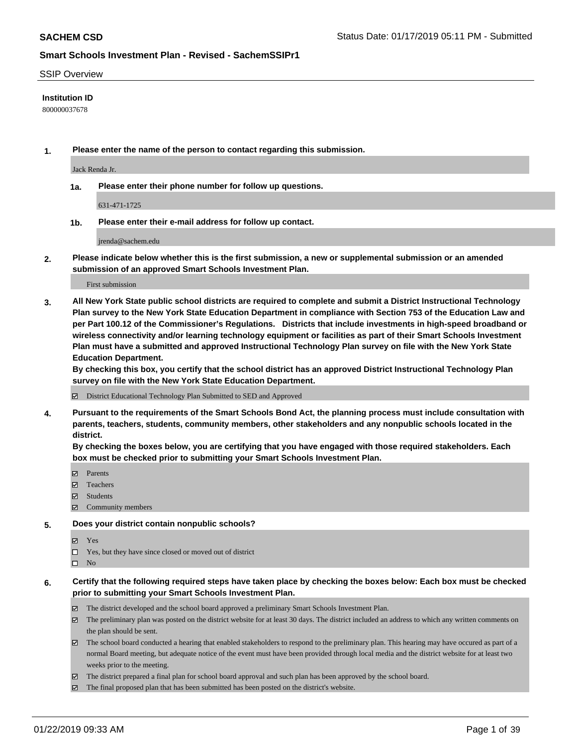**SACHEM CSD** Status Date: 01/17/2019 05:11 PM - Submitted

**Smart Schools Investment Plan - Revised - SachemSSIPr1**

SSIP Overview

**Institution ID**

800000037678

**1. Please enter the name of the person to contact regarding this submission.**

Jack Renda Jr.

**1a. Please enter their phone number for follow up questions.**

631-471-1725

**1b. Please enter their e-mail address for follow up contact.**

jrenda@sachem.edu

**2. Please indicate below whether this is the first submission, a new or supplemental submission or an amended submission of an approved Smart Schools Investment Plan.**

First submission

**3. All New York State public school districts are required to complete and submit a District Instructional Technology Plan survey to the New York State Education Department in compliance with Section 753 of the Education Law and per Part 100.12 of the Commissioner's Regulations. Districts that include investments in high-speed broadband or wireless connectivity and/or learning technology equipment or facilities as part of their Smart Schools Investment Plan must have a submitted and approved Instructional Technology Plan survey on file with the New York State Education Department.**
**By checking this box, you certify that the school district has an approved District Instructional Technology Plan survey on file with the New York State Education Department.**

☑ District Educational Technology Plan Submitted to SED and Approved

**4. Pursuant to the requirements of the Smart Schools Bond Act, the planning process must include consultation with parents, teachers, students, community members, other stakeholders and any nonpublic schools located in the district.**
**By checking the boxes below, you are certifying that you have engaged with those required stakeholders. Each box must be checked prior to submitting your Smart Schools Investment Plan.**

☑ Parents
☑ Teachers
☑ Students
☑ Community members

**5. Does your district contain nonpublic schools?**

☑ Yes
☐ Yes, but they have since closed or moved out of district
☐ No

**6. Certify that the following required steps have taken place by checking the boxes below: Each box must be checked prior to submitting your Smart Schools Investment Plan.**

☑ The district developed and the school board approved a preliminary Smart Schools Investment Plan.
☑ The preliminary plan was posted on the district website for at least 30 days. The district included an address to which any written comments on the plan should be sent.
☑ The school board conducted a hearing that enabled stakeholders to respond to the preliminary plan. This hearing may have occured as part of a normal Board meeting, but adequate notice of the event must have been provided through local media and the district website for at least two weeks prior to the meeting.
☑ The district prepared a final plan for school board approval and such plan has been approved by the school board.
☑ The final proposed plan that has been submitted has been posted on the district's website.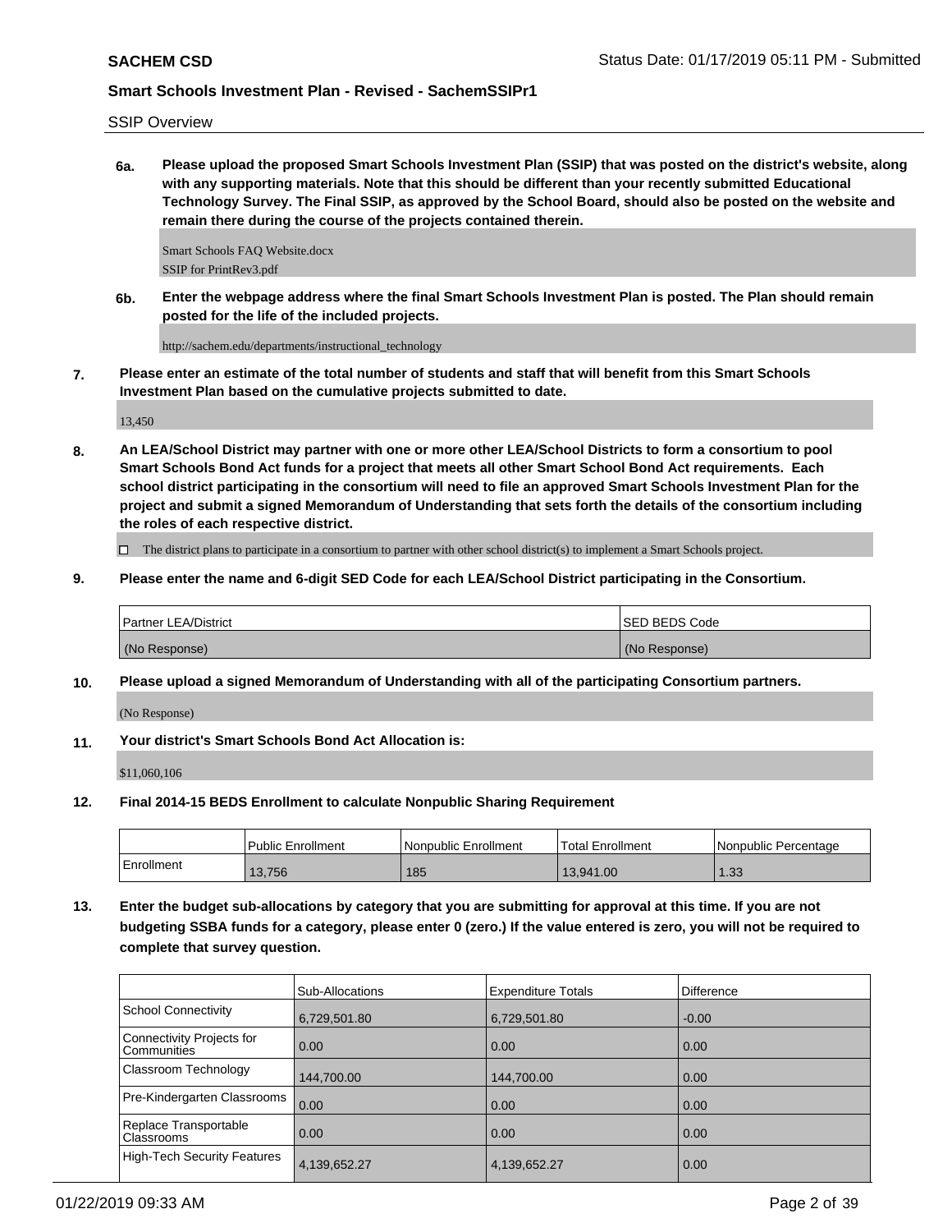SSIP Overview

**6a. Please upload the proposed Smart Schools Investment Plan (SSIP) that was posted on the district's website, along with any supporting materials. Note that this should be different than your recently submitted Educational Technology Survey. The Final SSIP, as approved by the School Board, should also be posted on the website and remain there during the course of the projects contained therein.**

Smart Schools FAQ Website.docx
SSIP for PrintRev3.pdf

**6b. Enter the webpage address where the final Smart Schools Investment Plan is posted. The Plan should remain posted for the life of the included projects.**

http://sachem.edu/departments/instructional_technology

**7. Please enter an estimate of the total number of students and staff that will benefit from this Smart Schools Investment Plan based on the cumulative projects submitted to date.**

13,450

**8. An LEA/School District may partner with one or more other LEA/School Districts to form a consortium to pool Smart Schools Bond Act funds for a project that meets all other Smart School Bond Act requirements. Each school district participating in the consortium will need to file an approved Smart Schools Investment Plan for the project and submit a signed Memorandum of Understanding that sets forth the details of the consortium including the roles of each respective district.**

☐ The district plans to participate in a consortium to partner with other school district(s) to implement a Smart Schools project.

**9. Please enter the name and 6-digit SED Code for each LEA/School District participating in the Consortium.**

| Partner LEA/District | SED BEDS Code |
|---|---|
| (No Response) | (No Response) |

**10. Please upload a signed Memorandum of Understanding with all of the participating Consortium partners.**

(No Response)

**11. Your district's Smart Schools Bond Act Allocation is:**

$11,060,106

**12. Final 2014-15 BEDS Enrollment to calculate Nonpublic Sharing Requirement**

| | Public Enrollment | Nonpublic Enrollment | Total Enrollment | Nonpublic Percentage |
|---|---|---|---|---|
| Enrollment | 13,756 | 185 | 13,941.00 | 1.33 |

**13. Enter the budget sub-allocations by category that you are submitting for approval at this time. If you are not budgeting SSBA funds for a category, please enter 0 (zero.) If the value entered is zero, you will not be required to complete that survey question.**

| | Sub-Allocations | Expenditure Totals | Difference |
|---|---|---|---|
| School Connectivity | 6,729,501.80 | 6,729,501.80 | -0.00 |
| Connectivity Projects for Communities | 0.00 | 0.00 | 0.00 |
| Classroom Technology | 144,700.00 | 144,700.00 | 0.00 |
| Pre-Kindergarten Classrooms | 0.00 | 0.00 | 0.00 |
| Replace Transportable Classrooms | 0.00 | 0.00 | 0.00 |
| High-Tech Security Features | 4,139,652.27 | 4,139,652.27 | 0.00 |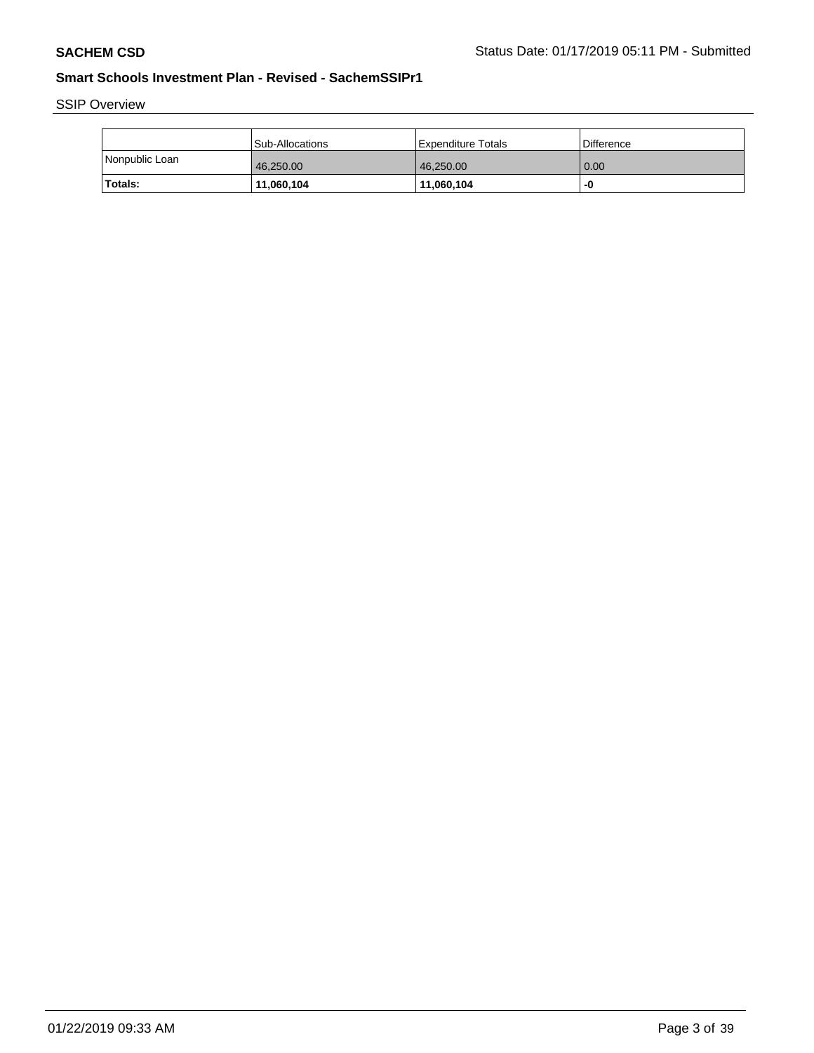SSIP Overview

|  | Sub-Allocations | Expenditure Totals | Difference |
| --- | --- | --- | --- |
| Nonpublic Loan | 46,250.00 | 46,250.00 | 0.00 |
| **Totals:** | **11,060,104** | **11,060,104** | **-0** |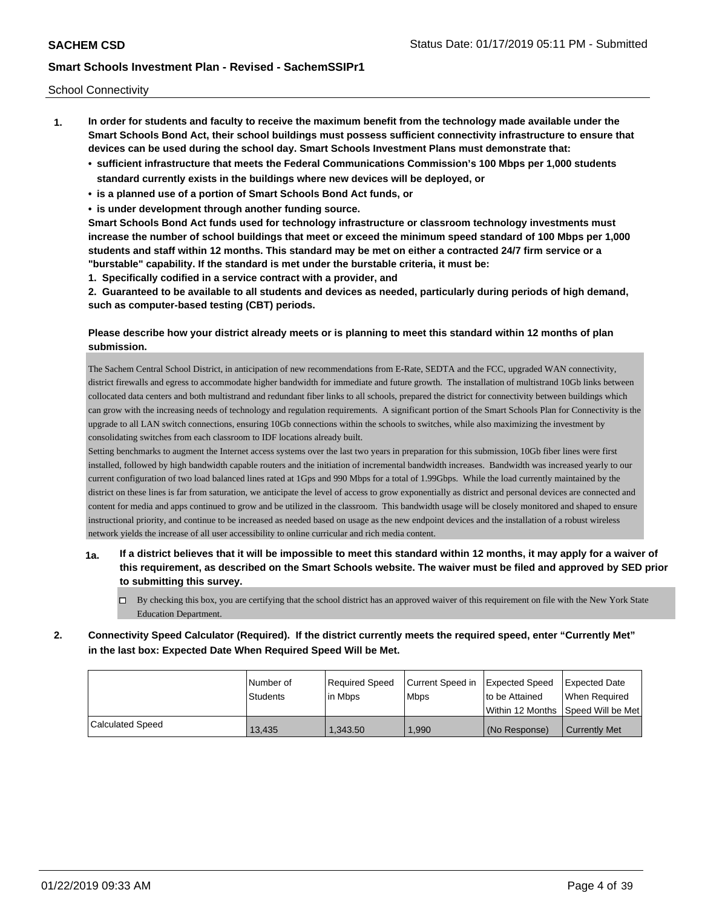School Connectivity

1. **In order for students and faculty to receive the maximum benefit from the technology made available under the Smart Schools Bond Act, their school buildings must possess sufficient connectivity infrastructure to ensure that devices can be used during the school day. Smart Schools Investment Plans must demonstrate that:**
   - **sufficient infrastructure that meets the Federal Communications Commission's 100 Mbps per 1,000 students standard currently exists in the buildings where new devices will be deployed, or**
   - **is a planned use of a portion of Smart Schools Bond Act funds, or**
   - **is under development through another funding source.**

   **Smart Schools Bond Act funds used for technology infrastructure or classroom technology investments must increase the number of school buildings that meet or exceed the minimum speed standard of 100 Mbps per 1,000 students and staff within 12 months. This standard may be met on either a contracted 24/7 firm service or a "burstable" capability. If the standard is met under the burstable criteria, it must be:**

   **1. Specifically codified in a service contract with a provider, and**

   **2. Guaranteed to be available to all students and devices as needed, particularly during periods of high demand, such as computer-based testing (CBT) periods.**

   **Please describe how your district already meets or is planning to meet this standard within 12 months of plan submission.**

   The Sachem Central School District, in anticipation of new recommendations from E-Rate, SEDTA and the FCC, upgraded WAN connectivity, district firewalls and egress to accommodate higher bandwidth for immediate and future growth. The installation of multistrand 10Gb links between collocated data centers and both multistrand and redundant fiber links to all schools, prepared the district for connectivity between buildings which can grow with the increasing needs of technology and regulation requirements. A significant portion of the Smart Schools Plan for Connectivity is the upgrade to all LAN switch connections, ensuring 10Gb connections within the schools to switches, while also maximizing the investment by consolidating switches from each classroom to IDF locations already built.
   Setting benchmarks to augment the Internet access systems over the last two years in preparation for this submission, 10Gb fiber lines were first installed, followed by high bandwidth capable routers and the initiation of incremental bandwidth increases. Bandwidth was increased yearly to our current configuration of two load balanced lines rated at 1Gps and 990 Mbps for a total of 1.99Gbps. While the load currently maintained by the district on these lines is far from saturation, we anticipate the level of access to grow exponentially as district and personal devices are connected and content for media and apps continued to grow and be utilized in the classroom. This bandwidth usage will be closely monitored and shaped to ensure instructional priority, and continue to be increased as needed based on usage as the new endpoint devices and the installation of a robust wireless network yields the increase of all user accessibility to online curricular and rich media content.

   **1a. If a district believes that it will be impossible to meet this standard within 12 months, it may apply for a waiver of this requirement, as described on the Smart Schools website. The waiver must be filed and approved by SED prior to submitting this survey.**

   - [ ] By checking this box, you are certifying that the school district has an approved waiver of this requirement on file with the New York State Education Department.

2. **Connectivity Speed Calculator (Required). If the district currently meets the required speed, enter "Currently Met" in the last box: Expected Date When Required Speed Will be Met.**

| | Number of Students | Required Speed in Mbps | Current Speed in Mbps | Expected Speed to be Attained Within 12 Months | Expected Date When Required Speed Will be Met |
|---|---|---|---|---|---|
| Calculated Speed | 13,435 | 1,343.50 | 1,990 | (No Response) | Currently Met |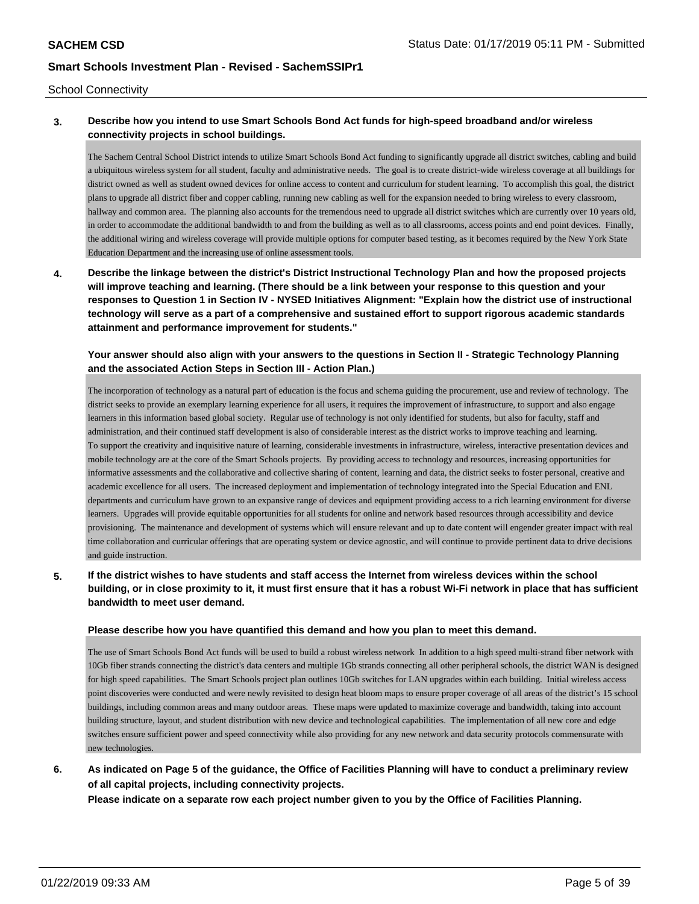School Connectivity

**3. Describe how you intend to use Smart Schools Bond Act funds for high-speed broadband and/or wireless connectivity projects in school buildings.**

The Sachem Central School District intends to utilize Smart Schools Bond Act funding to significantly upgrade all district switches, cabling and build a ubiquitous wireless system for all student, faculty and administrative needs. The goal is to create district-wide wireless coverage at all buildings for district owned as well as student owned devices for online access to content and curriculum for student learning. To accomplish this goal, the district plans to upgrade all district fiber and copper cabling, running new cabling as well for the expansion needed to bring wireless to every classroom, hallway and common area. The planning also accounts for the tremendous need to upgrade all district switches which are currently over 10 years old, in order to accommodate the additional bandwidth to and from the building as well as to all classrooms, access points and end point devices. Finally, the additional wiring and wireless coverage will provide multiple options for computer based testing, as it becomes required by the New York State Education Department and the increasing use of online assessment tools.

**4. Describe the linkage between the district's District Instructional Technology Plan and how the proposed projects will improve teaching and learning. (There should be a link between your response to this question and your responses to Question 1 in Section IV - NYSED Initiatives Alignment: "Explain how the district use of instructional technology will serve as a part of a comprehensive and sustained effort to support rigorous academic standards attainment and performance improvement for students."**

**Your answer should also align with your answers to the questions in Section II - Strategic Technology Planning and the associated Action Steps in Section III - Action Plan.)**

The incorporation of technology as a natural part of education is the focus and schema guiding the procurement, use and review of technology. The district seeks to provide an exemplary learning experience for all users, it requires the improvement of infrastructure, to support and also engage learners in this information based global society. Regular use of technology is not only identified for students, but also for faculty, staff and administration, and their continued staff development is also of considerable interest as the district works to improve teaching and learning.
To support the creativity and inquisitive nature of learning, considerable investments in infrastructure, wireless, interactive presentation devices and mobile technology are at the core of the Smart Schools projects. By providing access to technology and resources, increasing opportunities for informative assessments and the collaborative and collective sharing of content, learning and data, the district seeks to foster personal, creative and academic excellence for all users. The increased deployment and implementation of technology integrated into the Special Education and ENL departments and curriculum have grown to an expansive range of devices and equipment providing access to a rich learning environment for diverse learners. Upgrades will provide equitable opportunities for all students for online and network based resources through accessibility and device provisioning. The maintenance and development of systems which will ensure relevant and up to date content will engender greater impact with real time collaboration and curricular offerings that are operating system or device agnostic, and will continue to provide pertinent data to drive decisions and guide instruction.

**5. If the district wishes to have students and staff access the Internet from wireless devices within the school building, or in close proximity to it, it must first ensure that it has a robust Wi-Fi network in place that has sufficient bandwidth to meet user demand.**

**Please describe how you have quantified this demand and how you plan to meet this demand.**

The use of Smart Schools Bond Act funds will be used to build a robust wireless network In addition to a high speed multi-strand fiber network with 10Gb fiber strands connecting the district's data centers and multiple 1Gb strands connecting all other peripheral schools, the district WAN is designed for high speed capabilities. The Smart Schools project plan outlines 10Gb switches for LAN upgrades within each building. Initial wireless access point discoveries were conducted and were newly revisited to design heat bloom maps to ensure proper coverage of all areas of the district's 15 school buildings, including common areas and many outdoor areas. These maps were updated to maximize coverage and bandwidth, taking into account building structure, layout, and student distribution with new device and technological capabilities. The implementation of all new core and edge switches ensure sufficient power and speed connectivity while also providing for any new network and data security protocols commensurate with new technologies.

**6. As indicated on Page 5 of the guidance, the Office of Facilities Planning will have to conduct a preliminary review of all capital projects, including connectivity projects.**
**Please indicate on a separate row each project number given to you by the Office of Facilities Planning.**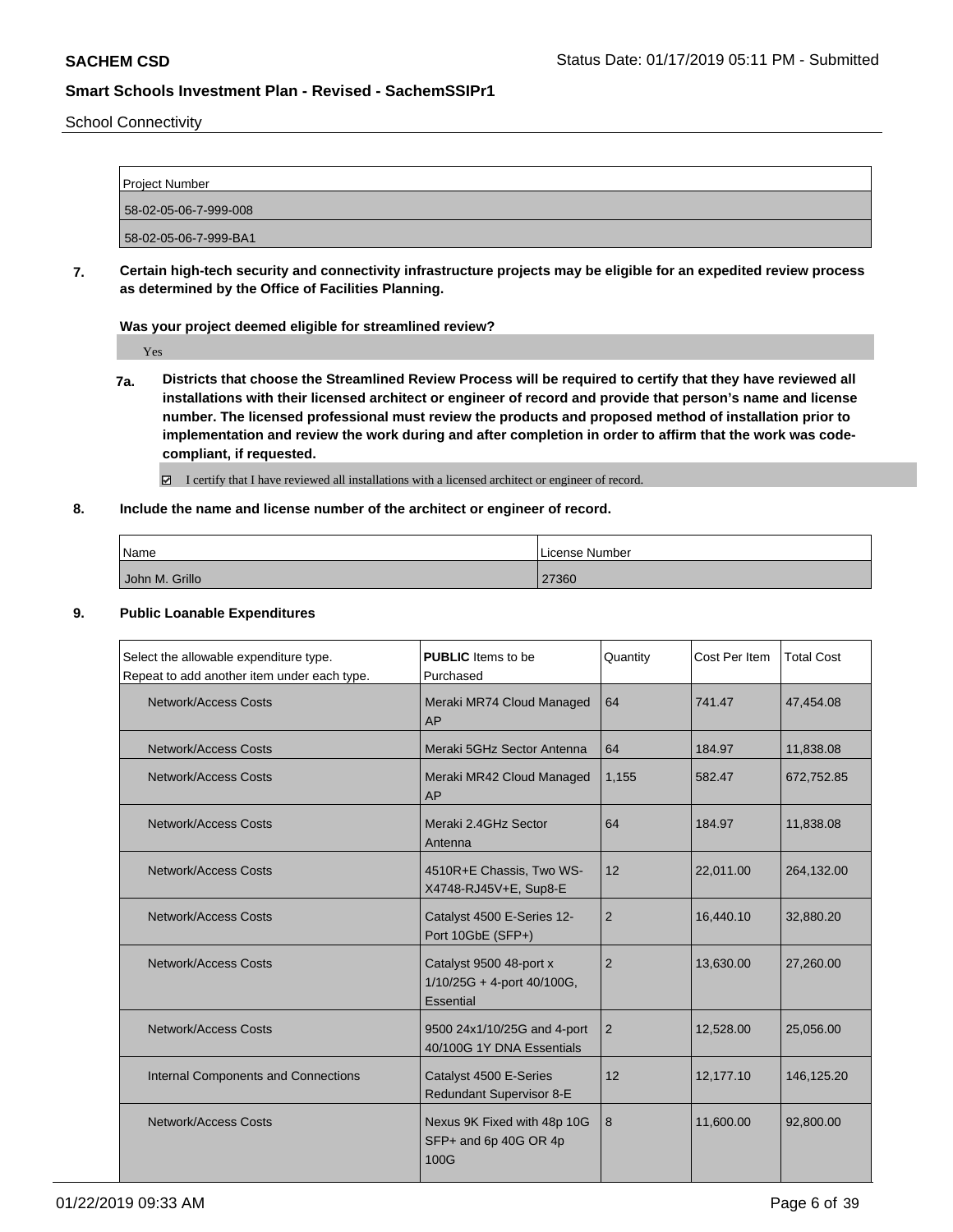School Connectivity

| Project Number |
| --- |
| 58-02-05-06-7-999-008 |
| 58-02-05-06-7-999-BA1 |

**7. Certain high-tech security and connectivity infrastructure projects may be eligible for an expedited review process as determined by the Office of Facilities Planning.**

**Was your project deemed eligible for streamlined review?**

Yes

**7a. Districts that choose the Streamlined Review Process will be required to certify that they have reviewed all installations with their licensed architect or engineer of record and provide that person's name and license number. The licensed professional must review the products and proposed method of installation prior to implementation and review the work during and after completion in order to affirm that the work was code-compliant, if requested.**

☑ I certify that I have reviewed all installations with a licensed architect or engineer of record.

**8. Include the name and license number of the architect or engineer of record.**

| Name | License Number |
| --- | --- |
| John M. Grillo | 27360 |

**9. Public Loanable Expenditures**

| Select the allowable expenditure type. Repeat to add another item under each type. | **PUBLIC** Items to be Purchased | Quantity | Cost Per Item | Total Cost |
| --- | --- | --- | --- | --- |
| Network/Access Costs | Meraki MR74 Cloud Managed AP | 64 | 741.47 | 47,454.08 |
| Network/Access Costs | Meraki 5GHz Sector Antenna | 64 | 184.97 | 11,838.08 |
| Network/Access Costs | Meraki MR42 Cloud Managed AP | 1,155 | 582.47 | 672,752.85 |
| Network/Access Costs | Meraki 2.4GHz Sector Antenna | 64 | 184.97 | 11,838.08 |
| Network/Access Costs | 4510R+E Chassis, Two WS-X4748-RJ45V+E, Sup8-E | 12 | 22,011.00 | 264,132.00 |
| Network/Access Costs | Catalyst 4500 E-Series 12-Port 10GbE (SFP+) | 2 | 16,440.10 | 32,880.20 |
| Network/Access Costs | Catalyst 9500 48-port x 1/10/25G + 4-port 40/100G, Essential | 2 | 13,630.00 | 27,260.00 |
| Network/Access Costs | 9500 24x1/10/25G and 4-port 40/100G 1Y DNA Essentials | 2 | 12,528.00 | 25,056.00 |
| Internal Components and Connections | Catalyst 4500 E-Series Redundant Supervisor 8-E | 12 | 12,177.10 | 146,125.20 |
| Network/Access Costs | Nexus 9K Fixed with 48p 10G SFP+ and 6p 40G OR 4p 100G | 8 | 11,600.00 | 92,800.00 |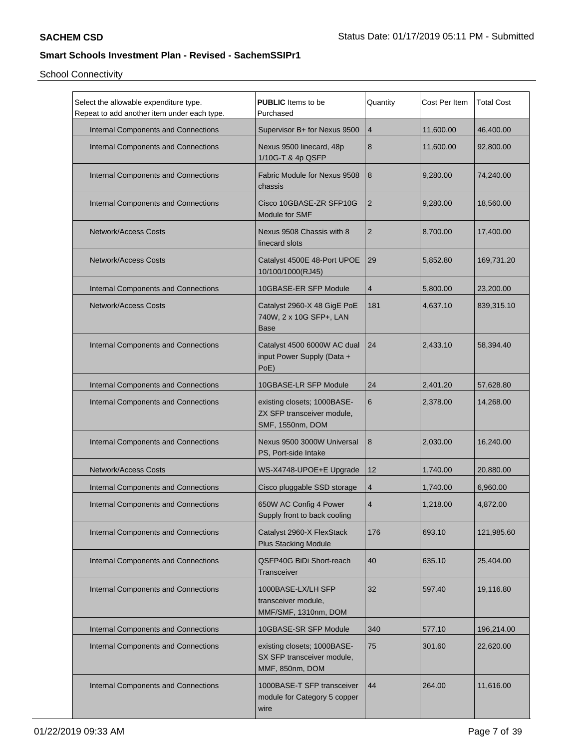## School Connectivity

| Select the allowable expenditure type. Repeat to add another item under each type. | **PUBLIC** Items to be Purchased | Quantity | Cost Per Item | Total Cost |
|---|---|---|---|---|
| Internal Components and Connections | Supervisor B+ for Nexus 9500 | 4 | 11,600.00 | 46,400.00 |
| Internal Components and Connections | Nexus 9500 linecard, 48p 1/10G-T & 4p QSFP | 8 | 11,600.00 | 92,800.00 |
| Internal Components and Connections | Fabric Module for Nexus 9508 chassis | 8 | 9,280.00 | 74,240.00 |
| Internal Components and Connections | Cisco 10GBASE-ZR SFP10G Module for SMF | 2 | 9,280.00 | 18,560.00 |
| Network/Access Costs | Nexus 9508 Chassis with 8 linecard slots | 2 | 8,700.00 | 17,400.00 |
| Network/Access Costs | Catalyst 4500E 48-Port UPOE 10/100/1000(RJ45) | 29 | 5,852.80 | 169,731.20 |
| Internal Components and Connections | 10GBASE-ER SFP Module | 4 | 5,800.00 | 23,200.00 |
| Network/Access Costs | Catalyst 2960-X 48 GigE PoE 740W, 2 x 10G SFP+, LAN Base | 181 | 4,637.10 | 839,315.10 |
| Internal Components and Connections | Catalyst 4500 6000W AC dual input Power Supply (Data + PoE) | 24 | 2,433.10 | 58,394.40 |
| Internal Components and Connections | 10GBASE-LR SFP Module | 24 | 2,401.20 | 57,628.80 |
| Internal Components and Connections | existing closets; 1000BASE-ZX SFP transceiver module, SMF, 1550nm, DOM | 6 | 2,378.00 | 14,268.00 |
| Internal Components and Connections | Nexus 9500 3000W Universal PS, Port-side Intake | 8 | 2,030.00 | 16,240.00 |
| Network/Access Costs | WS-X4748-UPOE+E Upgrade | 12 | 1,740.00 | 20,880.00 |
| Internal Components and Connections | Cisco pluggable SSD storage | 4 | 1,740.00 | 6,960.00 |
| Internal Components and Connections | 650W AC Config 4 Power Supply front to back cooling | 4 | 1,218.00 | 4,872.00 |
| Internal Components and Connections | Catalyst 2960-X FlexStack Plus Stacking Module | 176 | 693.10 | 121,985.60 |
| Internal Components and Connections | QSFP40G BiDi Short-reach Transceiver | 40 | 635.10 | 25,404.00 |
| Internal Components and Connections | 1000BASE-LX/LH SFP transceiver module, MMF/SMF, 1310nm, DOM | 32 | 597.40 | 19,116.80 |
| Internal Components and Connections | 10GBASE-SR SFP Module | 340 | 577.10 | 196,214.00 |
| Internal Components and Connections | existing closets; 1000BASE-SX SFP transceiver module, MMF, 850nm, DOM | 75 | 301.60 | 22,620.00 |
| Internal Components and Connections | 1000BASE-T SFP transceiver module for Category 5 copper wire | 44 | 264.00 | 11,616.00 |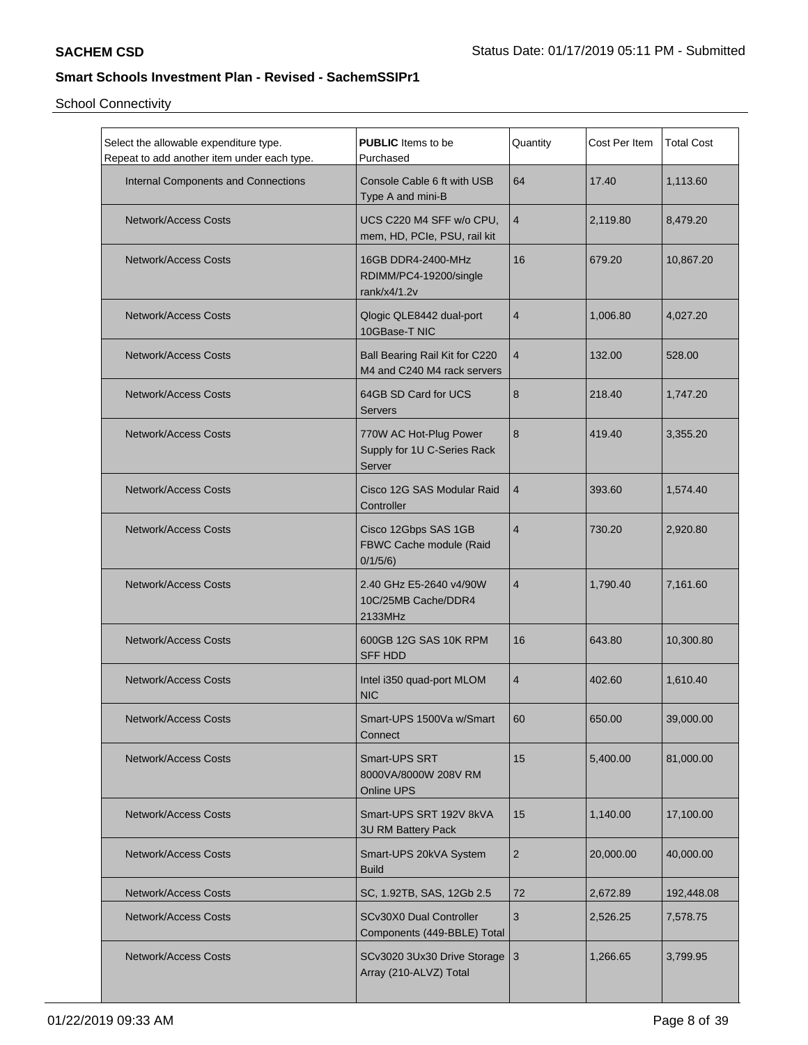## Smart Schools Investment Plan - Revised - SachemSSIPr1

School Connectivity

| Select the allowable expenditure type. Repeat to add another item under each type. | **PUBLIC** Items to be Purchased | Quantity | Cost Per Item | Total Cost |
|---|---|---|---|---|
| Internal Components and Connections | Console Cable 6 ft with USB Type A and mini-B | 64 | 17.40 | 1,113.60 |
| Network/Access Costs | UCS C220 M4 SFF w/o CPU, mem, HD, PCIe, PSU, rail kit | 4 | 2,119.80 | 8,479.20 |
| Network/Access Costs | 16GB DDR4-2400-MHz RDIMM/PC4-19200/single rank/x4/1.2v | 16 | 679.20 | 10,867.20 |
| Network/Access Costs | Qlogic QLE8442 dual-port 10GBase-T NIC | 4 | 1,006.80 | 4,027.20 |
| Network/Access Costs | Ball Bearing Rail Kit for C220 M4 and C240 M4 rack servers | 4 | 132.00 | 528.00 |
| Network/Access Costs | 64GB SD Card for UCS Servers | 8 | 218.40 | 1,747.20 |
| Network/Access Costs | 770W AC Hot-Plug Power Supply for 1U C-Series Rack Server | 8 | 419.40 | 3,355.20 |
| Network/Access Costs | Cisco 12G SAS Modular Raid Controller | 4 | 393.60 | 1,574.40 |
| Network/Access Costs | Cisco 12Gbps SAS 1GB FBWC Cache module (Raid 0/1/5/6) | 4 | 730.20 | 2,920.80 |
| Network/Access Costs | 2.40 GHz E5-2640 v4/90W 10C/25MB Cache/DDR4 2133MHz | 4 | 1,790.40 | 7,161.60 |
| Network/Access Costs | 600GB 12G SAS 10K RPM SFF HDD | 16 | 643.80 | 10,300.80 |
| Network/Access Costs | Intel i350 quad-port MLOM NIC | 4 | 402.60 | 1,610.40 |
| Network/Access Costs | Smart-UPS 1500Va w/Smart Connect | 60 | 650.00 | 39,000.00 |
| Network/Access Costs | Smart-UPS SRT 8000VA/8000W 208V RM Online UPS | 15 | 5,400.00 | 81,000.00 |
| Network/Access Costs | Smart-UPS SRT 192V 8kVA 3U RM Battery Pack | 15 | 1,140.00 | 17,100.00 |
| Network/Access Costs | Smart-UPS 20kVA System Build | 2 | 20,000.00 | 40,000.00 |
| Network/Access Costs | SC, 1.92TB, SAS, 12Gb 2.5 | 72 | 2,672.89 | 192,448.08 |
| Network/Access Costs | SCv30X0 Dual Controller Components (449-BBLE) Total | 3 | 2,526.25 | 7,578.75 |
| Network/Access Costs | SCv3020 3Ux30 Drive Storage Array (210-ALVZ) Total | 3 | 1,266.65 | 3,799.95 |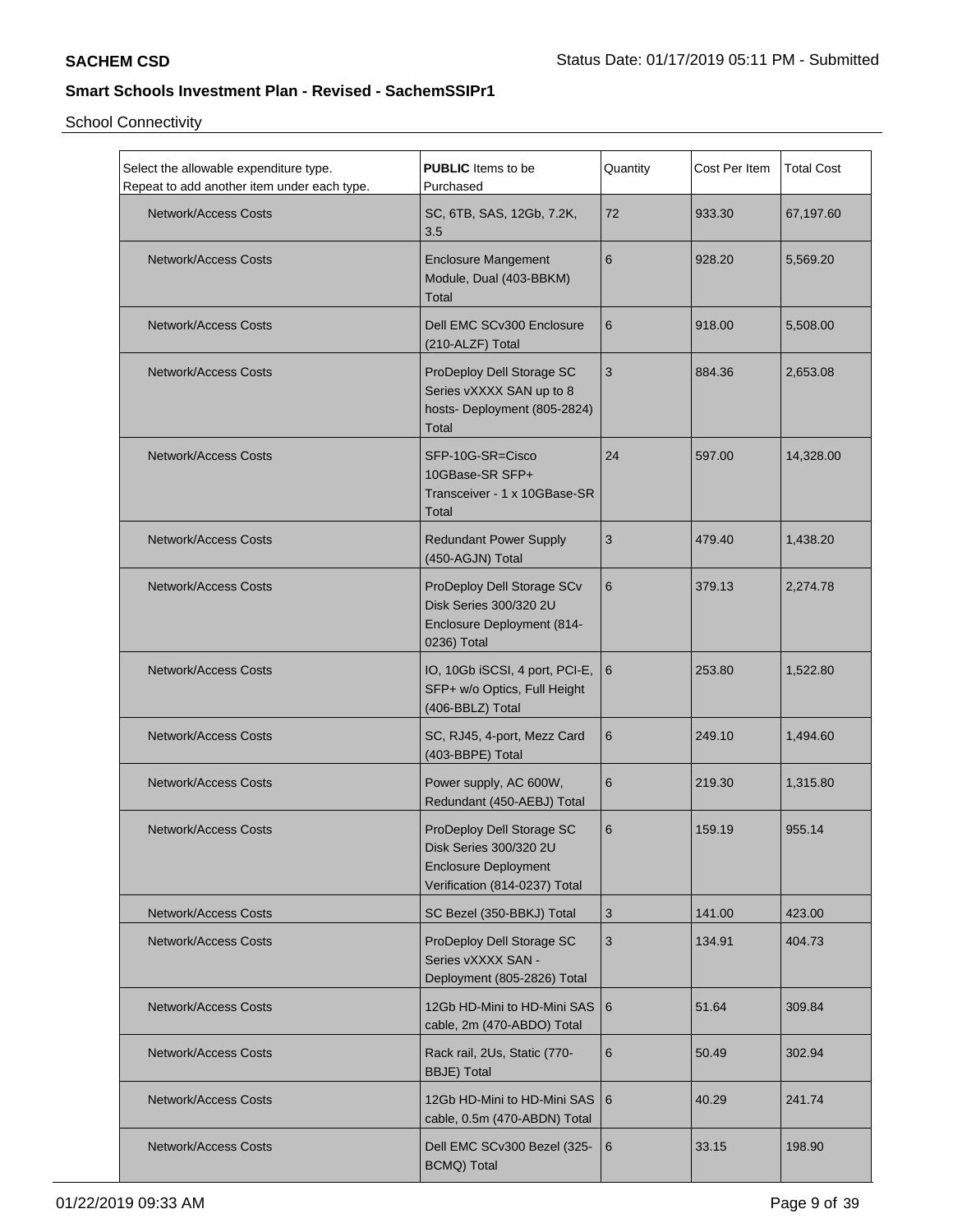**SACHEM CSD**

Status Date: 01/17/2019 05:11 PM - Submitted

## Smart Schools Investment Plan - Revised - SachemSSIPr1

School Connectivity

| Select the allowable expenditure type. Repeat to add another item under each type. | **PUBLIC** Items to be Purchased | Quantity | Cost Per Item | Total Cost |
|---|---|---|---|---|
| Network/Access Costs | SC, 6TB, SAS, 12Gb, 7.2K, 3.5 | 72 | 933.30 | 67,197.60 |
| Network/Access Costs | Enclosure Mangement Module, Dual (403-BBKM) Total | 6 | 928.20 | 5,569.20 |
| Network/Access Costs | Dell EMC SCv300 Enclosure (210-ALZF) Total | 6 | 918.00 | 5,508.00 |
| Network/Access Costs | ProDeploy Dell Storage SC Series vXXXX SAN up to 8 hosts- Deployment (805-2824) Total | 3 | 884.36 | 2,653.08 |
| Network/Access Costs | SFP-10G-SR=Cisco 10GBase-SR SFP+ Transceiver - 1 x 10GBase-SR Total | 24 | 597.00 | 14,328.00 |
| Network/Access Costs | Redundant Power Supply (450-AGJN) Total | 3 | 479.40 | 1,438.20 |
| Network/Access Costs | ProDeploy Dell Storage SCv Disk Series 300/320 2U Enclosure Deployment (814-0236) Total | 6 | 379.13 | 2,274.78 |
| Network/Access Costs | IO, 10Gb iSCSI, 4 port, PCI-E, SFP+ w/o Optics, Full Height (406-BBLZ) Total | 6 | 253.80 | 1,522.80 |
| Network/Access Costs | SC, RJ45, 4-port, Mezz Card (403-BBPE) Total | 6 | 249.10 | 1,494.60 |
| Network/Access Costs | Power supply, AC 600W, Redundant (450-AEBJ) Total | 6 | 219.30 | 1,315.80 |
| Network/Access Costs | ProDeploy Dell Storage SC Disk Series 300/320 2U Enclosure Deployment Verification (814-0237) Total | 6 | 159.19 | 955.14 |
| Network/Access Costs | SC Bezel (350-BBKJ) Total | 3 | 141.00 | 423.00 |
| Network/Access Costs | ProDeploy Dell Storage SC Series vXXXX SAN - Deployment (805-2826) Total | 3 | 134.91 | 404.73 |
| Network/Access Costs | 12Gb HD-Mini to HD-Mini SAS cable, 2m (470-ABDO) Total | 6 | 51.64 | 309.84 |
| Network/Access Costs | Rack rail, 2Us, Static (770-BBJE) Total | 6 | 50.49 | 302.94 |
| Network/Access Costs | 12Gb HD-Mini to HD-Mini SAS cable, 0.5m (470-ABDN) Total | 6 | 40.29 | 241.74 |
| Network/Access Costs | Dell EMC SCv300 Bezel (325-BCMQ) Total | 6 | 33.15 | 198.90 |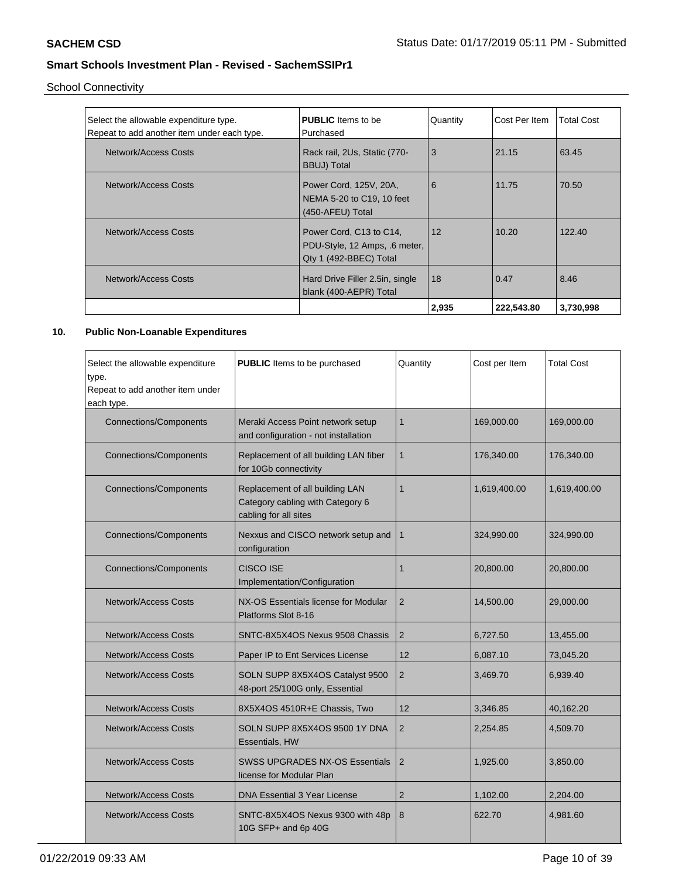School Connectivity

| Select the allowable expenditure type. Repeat to add another item under each type. | **PUBLIC** Items to be Purchased | Quantity | Cost Per Item | Total Cost |
|---|---|---|---|---|
| Network/Access Costs | Rack rail, 2Us, Static (770-BBUJ) Total | 3 | 21.15 | 63.45 |
| Network/Access Costs | Power Cord, 125V, 20A, NEMA 5-20 to C19, 10 feet (450-AFEU) Total | 6 | 11.75 | 70.50 |
| Network/Access Costs | Power Cord, C13 to C14, PDU-Style, 12 Amps, .6 meter, Qty 1 (492-BBEC) Total | 12 | 10.20 | 122.40 |
| Network/Access Costs | Hard Drive Filler 2.5in, single blank (400-AEPR) Total | 18 | 0.47 | 8.46 |
| | | **2,935** | **222,543.80** | **3,730,998** |

**10. Public Non-Loanable Expenditures**

| Select the allowable expenditure type. Repeat to add another item under each type. | **PUBLIC** Items to be purchased | Quantity | Cost per Item | Total Cost |
|---|---|---|---|---|
| Connections/Components | Meraki Access Point network setup and configuration - not installation | 1 | 169,000.00 | 169,000.00 |
| Connections/Components | Replacement of all building LAN fiber for 10Gb connectivity | 1 | 176,340.00 | 176,340.00 |
| Connections/Components | Replacement of all building LAN Category cabling with Category 6 cabling for all sites | 1 | 1,619,400.00 | 1,619,400.00 |
| Connections/Components | Nexxus and CISCO network setup and configuration | 1 | 324,990.00 | 324,990.00 |
| Connections/Components | CISCO ISE Implementation/Configuration | 1 | 20,800.00 | 20,800.00 |
| Network/Access Costs | NX-OS Essentials license for Modular Platforms Slot 8-16 | 2 | 14,500.00 | 29,000.00 |
| Network/Access Costs | SNTC-8X5X4OS Nexus 9508 Chassis | 2 | 6,727.50 | 13,455.00 |
| Network/Access Costs | Paper IP to Ent Services License | 12 | 6,087.10 | 73,045.20 |
| Network/Access Costs | SOLN SUPP 8X5X4OS Catalyst 9500 48-port 25/100G only, Essential | 2 | 3,469.70 | 6,939.40 |
| Network/Access Costs | 8X5X4OS 4510R+E Chassis, Two | 12 | 3,346.85 | 40,162.20 |
| Network/Access Costs | SOLN SUPP 8X5X4OS 9500 1Y DNA Essentials, HW | 2 | 2,254.85 | 4,509.70 |
| Network/Access Costs | SWSS UPGRADES NX-OS Essentials license for Modular Plan | 2 | 1,925.00 | 3,850.00 |
| Network/Access Costs | DNA Essential 3 Year License | 2 | 1,102.00 | 2,204.00 |
| Network/Access Costs | SNTC-8X5X4OS Nexus 9300 with 48p 10G SFP+ and 6p 40G | 8 | 622.70 | 4,981.60 |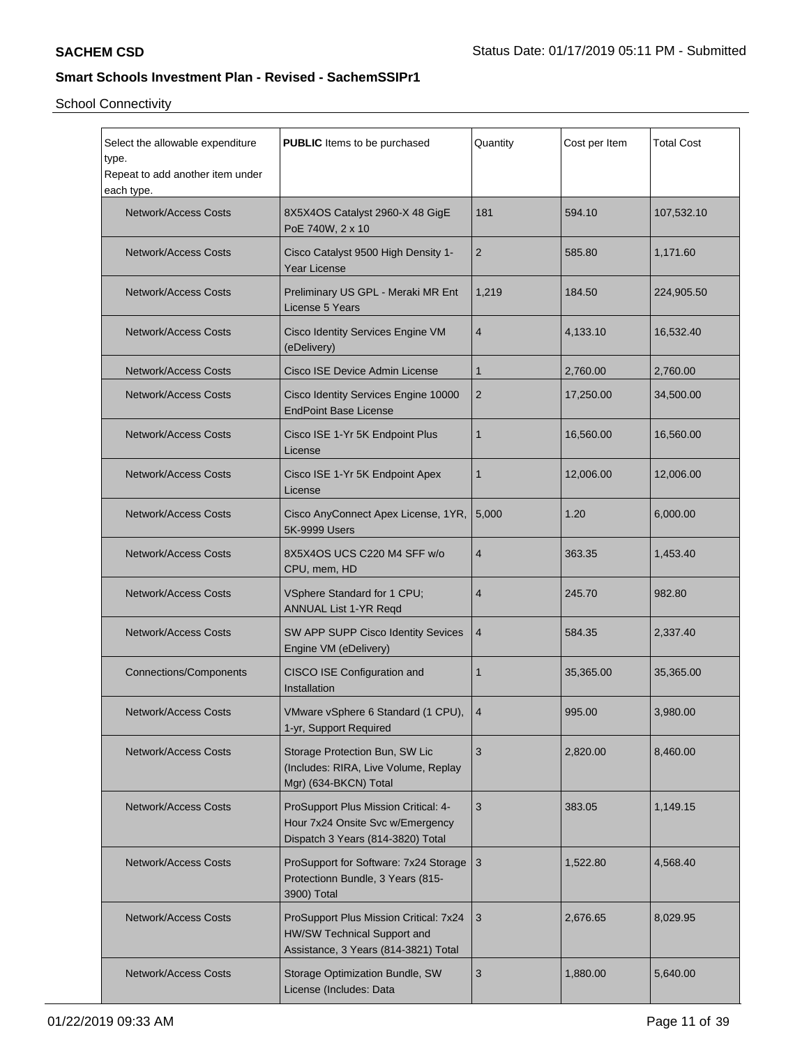School Connectivity

| Select the allowable expenditure type. Repeat to add another item under each type. | **PUBLIC** Items to be purchased | Quantity | Cost per Item | Total Cost |
|---|---|---|---|---|
| Network/Access Costs | 8X5X4OS Catalyst 2960-X 48 GigE PoE 740W, 2 x 10 | 181 | 594.10 | 107,532.10 |
| Network/Access Costs | Cisco Catalyst 9500 High Density 1-Year License | 2 | 585.80 | 1,171.60 |
| Network/Access Costs | Preliminary US GPL - Meraki MR Ent License 5 Years | 1,219 | 184.50 | 224,905.50 |
| Network/Access Costs | Cisco Identity Services Engine VM (eDelivery) | 4 | 4,133.10 | 16,532.40 |
| Network/Access Costs | Cisco ISE Device Admin License | 1 | 2,760.00 | 2,760.00 |
| Network/Access Costs | Cisco Identity Services Engine 10000 EndPoint Base License | 2 | 17,250.00 | 34,500.00 |
| Network/Access Costs | Cisco ISE 1-Yr 5K Endpoint Plus License | 1 | 16,560.00 | 16,560.00 |
| Network/Access Costs | Cisco ISE 1-Yr 5K Endpoint Apex License | 1 | 12,006.00 | 12,006.00 |
| Network/Access Costs | Cisco AnyConnect Apex License, 1YR, 5K-9999 Users | 5,000 | 1.20 | 6,000.00 |
| Network/Access Costs | 8X5X4OS UCS C220 M4 SFF w/o CPU, mem, HD | 4 | 363.35 | 1,453.40 |
| Network/Access Costs | VSphere Standard for 1 CPU; ANNUAL List 1-YR Reqd | 4 | 245.70 | 982.80 |
| Network/Access Costs | SW APP SUPP Cisco Identity Sevices Engine VM (eDelivery) | 4 | 584.35 | 2,337.40 |
| Connections/Components | CISCO ISE Configuration and Installation | 1 | 35,365.00 | 35,365.00 |
| Network/Access Costs | VMware vSphere 6 Standard (1 CPU), 1-yr, Support Required | 4 | 995.00 | 3,980.00 |
| Network/Access Costs | Storage Protection Bun, SW Lic (Includes: RIRA, Live Volume, Replay Mgr) (634-BKCN) Total | 3 | 2,820.00 | 8,460.00 |
| Network/Access Costs | ProSupport Plus Mission Critical: 4-Hour 7x24 Onsite Svc w/Emergency Dispatch 3 Years (814-3820) Total | 3 | 383.05 | 1,149.15 |
| Network/Access Costs | ProSupport for Software: 7x24 Storage Protectionn Bundle, 3 Years (815-3900) Total | 3 | 1,522.80 | 4,568.40 |
| Network/Access Costs | ProSupport Plus Mission Critical: 7x24 HW/SW Technical Support and Assistance, 3 Years (814-3821) Total | 3 | 2,676.65 | 8,029.95 |
| Network/Access Costs | Storage Optimization Bundle, SW License (Includes: Data | 3 | 1,880.00 | 5,640.00 |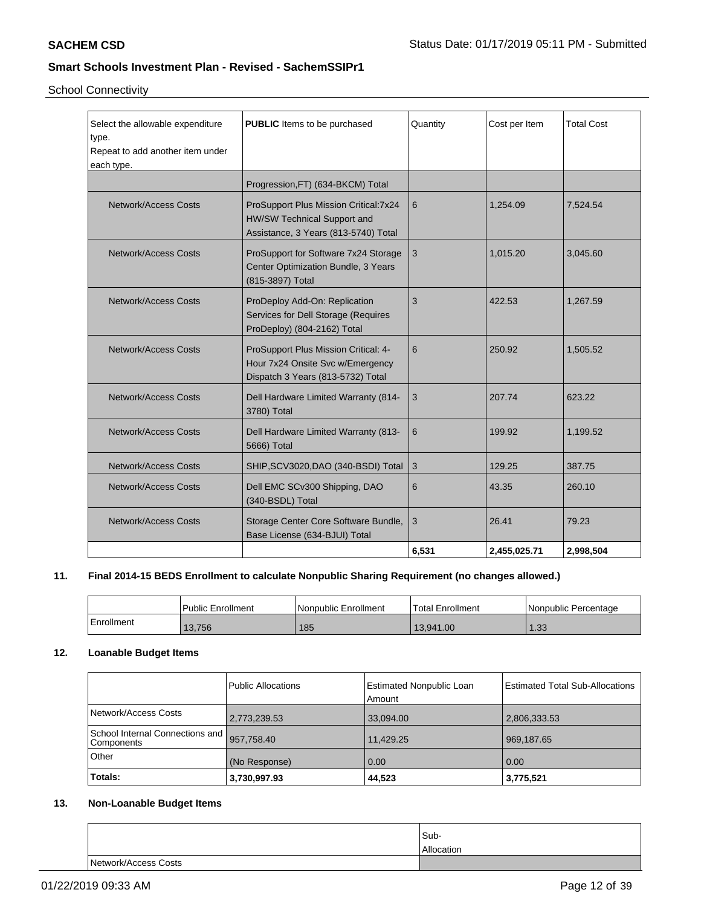School Connectivity

| Select the allowable expenditure type. Repeat to add another item under each type. | **PUBLIC** Items to be purchased | Quantity | Cost per Item | Total Cost |
|---|---|---|---|---|
| | Progression,FT) (634-BKCM) Total | | | |
| Network/Access Costs | ProSupport Plus Mission Critical:7x24 HW/SW Technical Support and Assistance, 3 Years (813-5740) Total | 6 | 1,254.09 | 7,524.54 |
| Network/Access Costs | ProSupport for Software 7x24 Storage Center Optimization Bundle, 3 Years (815-3897) Total | 3 | 1,015.20 | 3,045.60 |
| Network/Access Costs | ProDeploy Add-On: Replication Services for Dell Storage (Requires ProDeploy) (804-2162) Total | 3 | 422.53 | 1,267.59 |
| Network/Access Costs | ProSupport Plus Mission Critical: 4-Hour 7x24 Onsite Svc w/Emergency Dispatch 3 Years (813-5732) Total | 6 | 250.92 | 1,505.52 |
| Network/Access Costs | Dell Hardware Limited Warranty (814-3780) Total | 3 | 207.74 | 623.22 |
| Network/Access Costs | Dell Hardware Limited Warranty (813-5666) Total | 6 | 199.92 | 1,199.52 |
| Network/Access Costs | SHIP,SCV3020,DAO (340-BSDI) Total | 3 | 129.25 | 387.75 |
| Network/Access Costs | Dell EMC SCv300 Shipping, DAO (340-BSDL) Total | 6 | 43.35 | 260.10 |
| Network/Access Costs | Storage Center Core Software Bundle, Base License (634-BJUI) Total | 3 | 26.41 | 79.23 |
| | | **6,531** | **2,455,025.71** | **2,998,504** |

### 11. Final 2014-15 BEDS Enrollment to calculate Nonpublic Sharing Requirement (no changes allowed.)

| | Public Enrollment | Nonpublic Enrollment | Total Enrollment | Nonpublic Percentage |
|---|---|---|---|---|
| Enrollment | 13,756 | 185 | 13,941.00 | 1.33 |

### 12. Loanable Budget Items

| | Public Allocations | Estimated Nonpublic Loan Amount | Estimated Total Sub-Allocations |
|---|---|---|---|
| Network/Access Costs | 2,773,239.53 | 33,094.00 | 2,806,333.53 |
| School Internal Connections and Components | 957,758.40 | 11,429.25 | 969,187.65 |
| Other | (No Response) | 0.00 | 0.00 |
| **Totals:** | **3,730,997.93** | **44,523** | **3,775,521** |

### 13. Non-Loanable Budget Items

| | Sub-Allocation |
|---|---|
| Network/Access Costs | |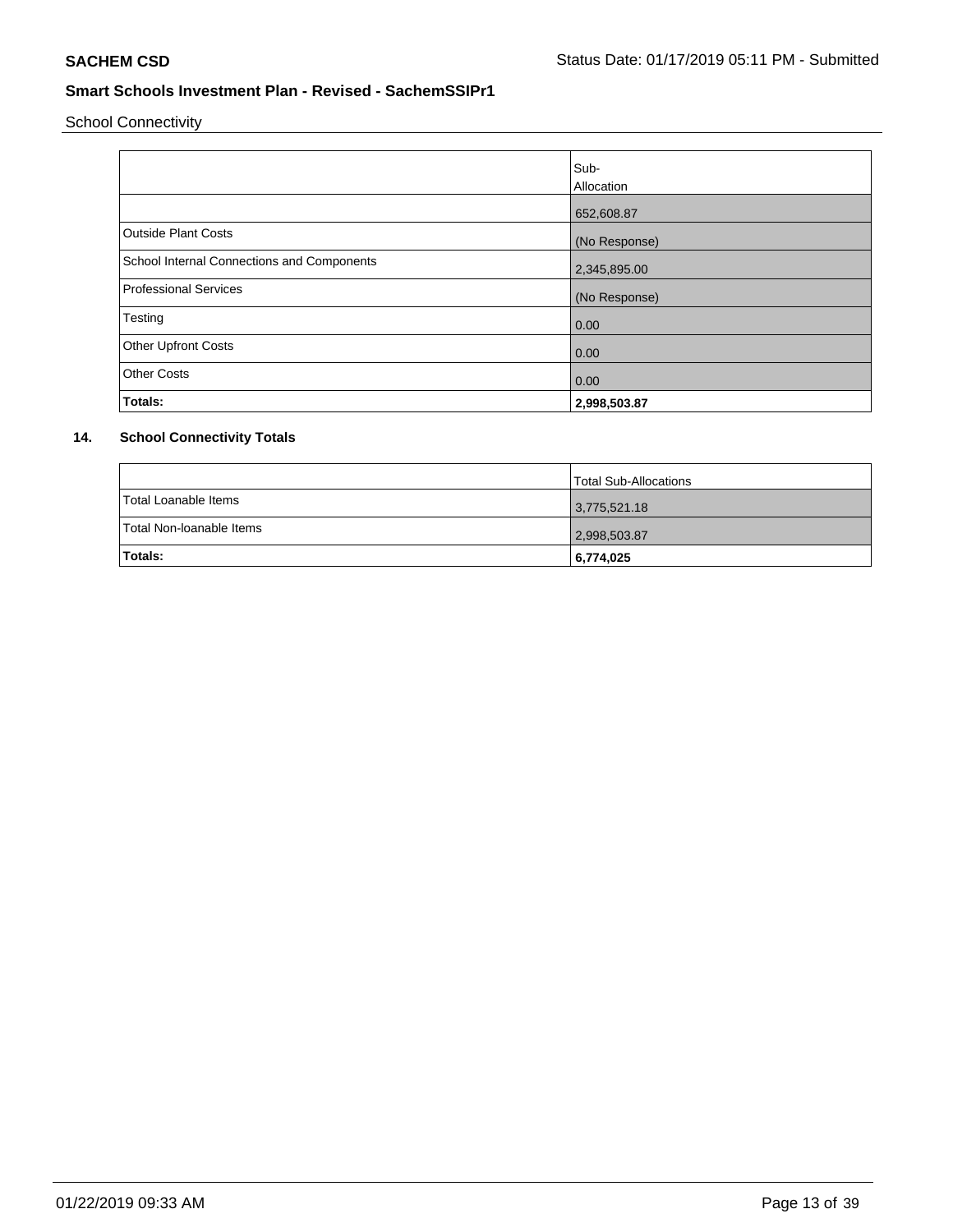School Connectivity

| | Sub-Allocation |
|---|---|
| | 652,608.87 |
| Outside Plant Costs | (No Response) |
| School Internal Connections and Components | 2,345,895.00 |
| Professional Services | (No Response) |
| Testing | 0.00 |
| Other Upfront Costs | 0.00 |
| Other Costs | 0.00 |
| **Totals:** | **2,998,503.87** |

### 14. School Connectivity Totals

| | Total Sub-Allocations |
|---|---|
| Total Loanable Items | 3,775,521.18 |
| Total Non-loanable Items | 2,998,503.87 |
| **Totals:** | **6,774,025** |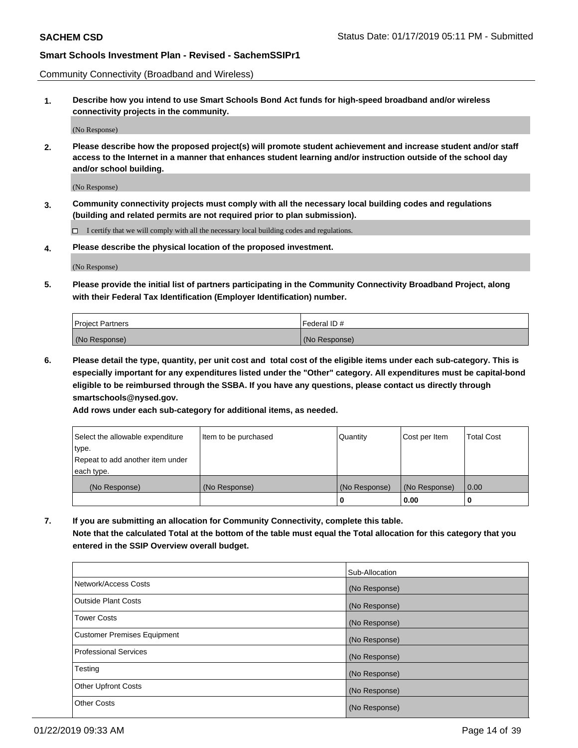Community Connectivity (Broadband and Wireless)

**1. Describe how you intend to use Smart Schools Bond Act funds for high-speed broadband and/or wireless connectivity projects in the community.**

(No Response)

**2. Please describe how the proposed project(s) will promote student achievement and increase student and/or staff access to the Internet in a manner that enhances student learning and/or instruction outside of the school day and/or school building.**

(No Response)

**3. Community connectivity projects must comply with all the necessary local building codes and regulations (building and related permits are not required prior to plan submission).**

☐ I certify that we will comply with all the necessary local building codes and regulations.

**4. Please describe the physical location of the proposed investment.**

(No Response)

**5. Please provide the initial list of partners participating in the Community Connectivity Broadband Project, along with their Federal Tax Identification (Employer Identification) number.**

| Project Partners | Federal ID # |
|---|---|
| (No Response) | (No Response) |

**6. Please detail the type, quantity, per unit cost and total cost of the eligible items under each sub-category. This is especially important for any expenditures listed under the "Other" category. All expenditures must be capital-bond eligible to be reimbursed through the SSBA. If you have any questions, please contact us directly through smartschools@nysed.gov.**

**Add rows under each sub-category for additional items, as needed.**

| Select the allowable expenditure type. Repeat to add another item under each type. | Item to be purchased | Quantity | Cost per Item | Total Cost |
|---|---|---|---|---|
| (No Response) | (No Response) | (No Response) | (No Response) | 0.00 |
| | | **0** | **0.00** | **0** |

**7. If you are submitting an allocation for Community Connectivity, complete this table.**
**Note that the calculated Total at the bottom of the table must equal the Total allocation for this category that you entered in the SSIP Overview overall budget.**

| | Sub-Allocation |
|---|---|
| Network/Access Costs | (No Response) |
| Outside Plant Costs | (No Response) |
| Tower Costs | (No Response) |
| Customer Premises Equipment | (No Response) |
| Professional Services | (No Response) |
| Testing | (No Response) |
| Other Upfront Costs | (No Response) |
| Other Costs | (No Response) |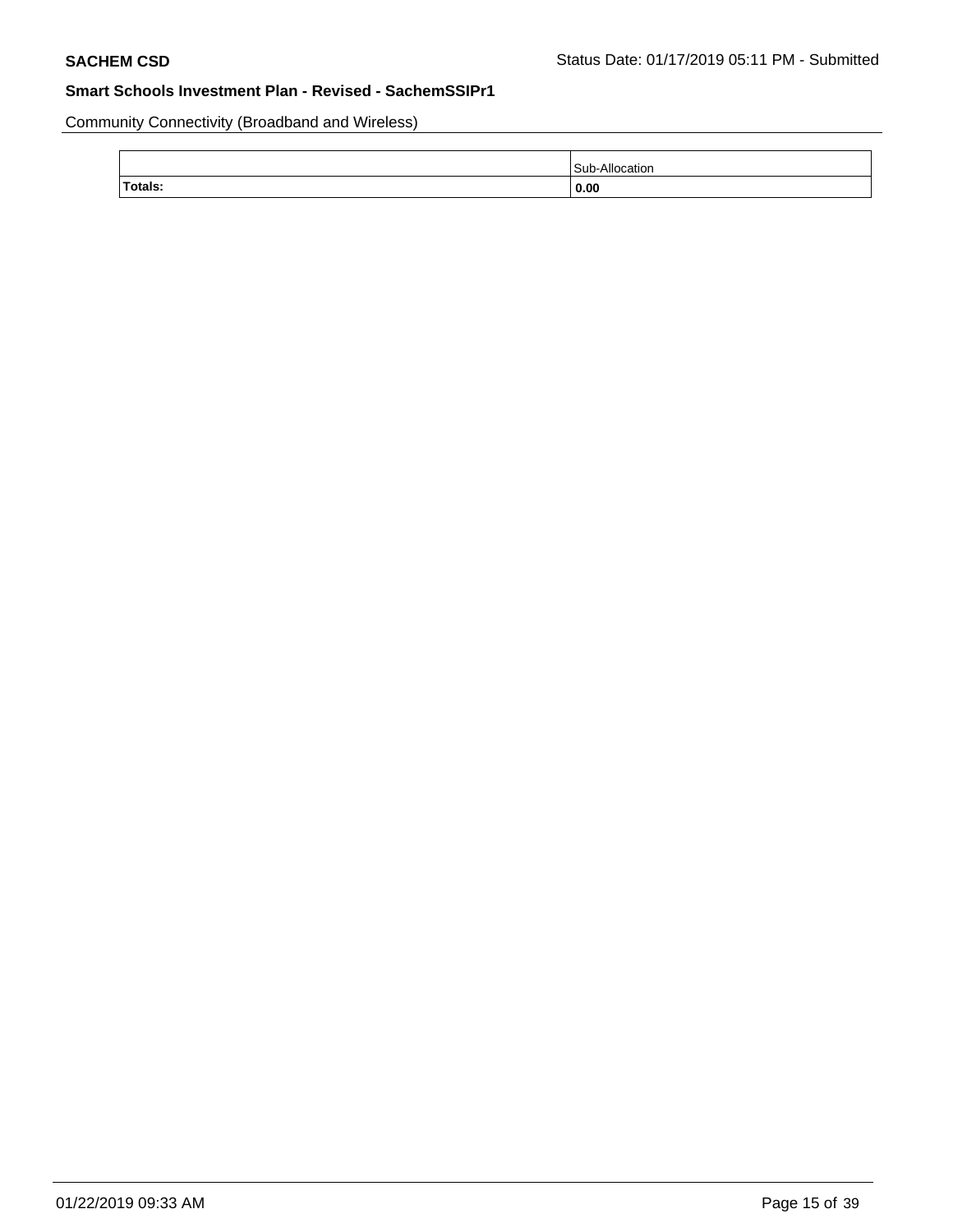Community Connectivity (Broadband and Wireless)

| | Sub-Allocation |
|---|---|
| **Totals:** | **0.00** |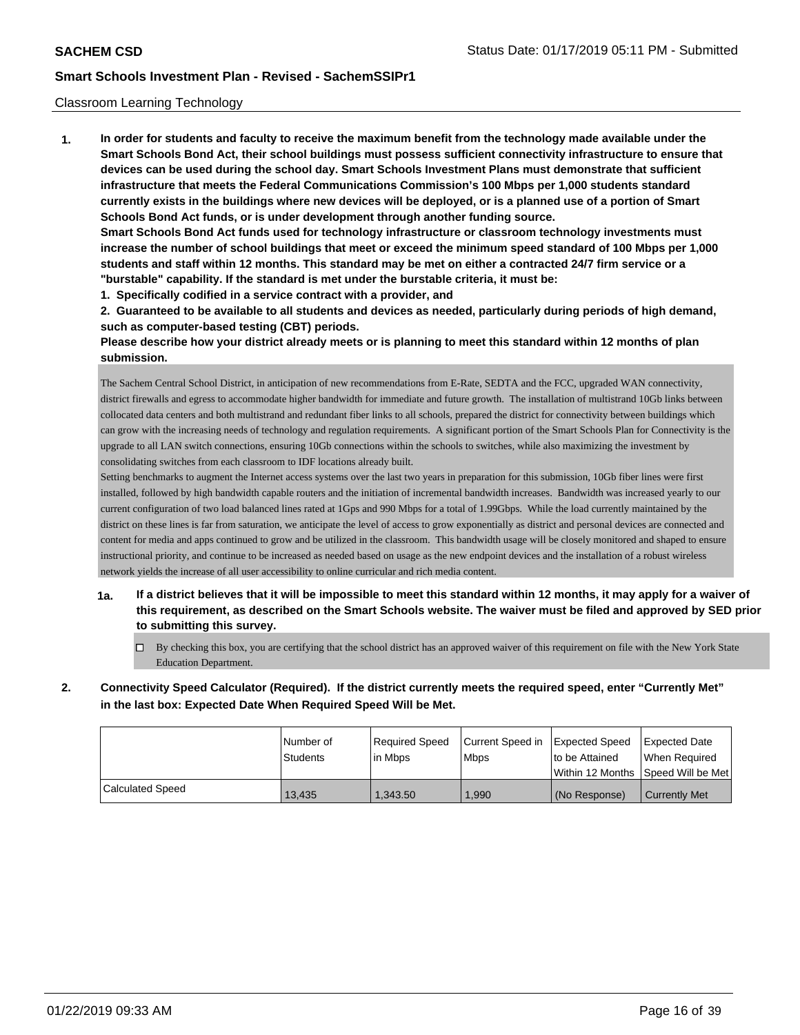Classroom Learning Technology

**1. In order for students and faculty to receive the maximum benefit from the technology made available under the Smart Schools Bond Act, their school buildings must possess sufficient connectivity infrastructure to ensure that devices can be used during the school day. Smart Schools Investment Plans must demonstrate that sufficient infrastructure that meets the Federal Communications Commission's 100 Mbps per 1,000 students standard currently exists in the buildings where new devices will be deployed, or is a planned use of a portion of Smart Schools Bond Act funds, or is under development through another funding source.**

**Smart Schools Bond Act funds used for technology infrastructure or classroom technology investments must increase the number of school buildings that meet or exceed the minimum speed standard of 100 Mbps per 1,000 students and staff within 12 months. This standard may be met on either a contracted 24/7 firm service or a "burstable" capability. If the standard is met under the burstable criteria, it must be:**

**1. Specifically codified in a service contract with a provider, and**

**2. Guaranteed to be available to all students and devices as needed, particularly during periods of high demand, such as computer-based testing (CBT) periods.**

**Please describe how your district already meets or is planning to meet this standard within 12 months of plan submission.**

The Sachem Central School District, in anticipation of new recommendations from E-Rate, SEDTA and the FCC, upgraded WAN connectivity, district firewalls and egress to accommodate higher bandwidth for immediate and future growth. The installation of multistrand 10Gb links between collocated data centers and both multistrand and redundant fiber links to all schools, prepared the district for connectivity between buildings which can grow with the increasing needs of technology and regulation requirements. A significant portion of the Smart Schools Plan for Connectivity is the upgrade to all LAN switch connections, ensuring 10Gb connections within the schools to switches, while also maximizing the investment by consolidating switches from each classroom to IDF locations already built.

Setting benchmarks to augment the Internet access systems over the last two years in preparation for this submission, 10Gb fiber lines were first installed, followed by high bandwidth capable routers and the initiation of incremental bandwidth increases. Bandwidth was increased yearly to our current configuration of two load balanced lines rated at 1Gps and 990 Mbps for a total of 1.99Gbps. While the load currently maintained by the district on these lines is far from saturation, we anticipate the level of access to grow exponentially as district and personal devices are connected and content for media and apps continued to grow and be utilized in the classroom. This bandwidth usage will be closely monitored and shaped to ensure instructional priority, and continue to be increased as needed based on usage as the new endpoint devices and the installation of a robust wireless network yields the increase of all user accessibility to online curricular and rich media content.

**1a. If a district believes that it will be impossible to meet this standard within 12 months, it may apply for a waiver of this requirement, as described on the Smart Schools website. The waiver must be filed and approved by SED prior to submitting this survey.**

☐ By checking this box, you are certifying that the school district has an approved waiver of this requirement on file with the New York State Education Department.

**2. Connectivity Speed Calculator (Required). If the district currently meets the required speed, enter "Currently Met" in the last box: Expected Date When Required Speed Will be Met.**

| | Number of Students | Required Speed in Mbps | Current Speed in Mbps | Expected Speed to be Attained Within 12 Months | Expected Date When Required Speed Will be Met |
|---|---|---|---|---|---|
| Calculated Speed | 13,435 | 1,343.50 | 1,990 | (No Response) | Currently Met |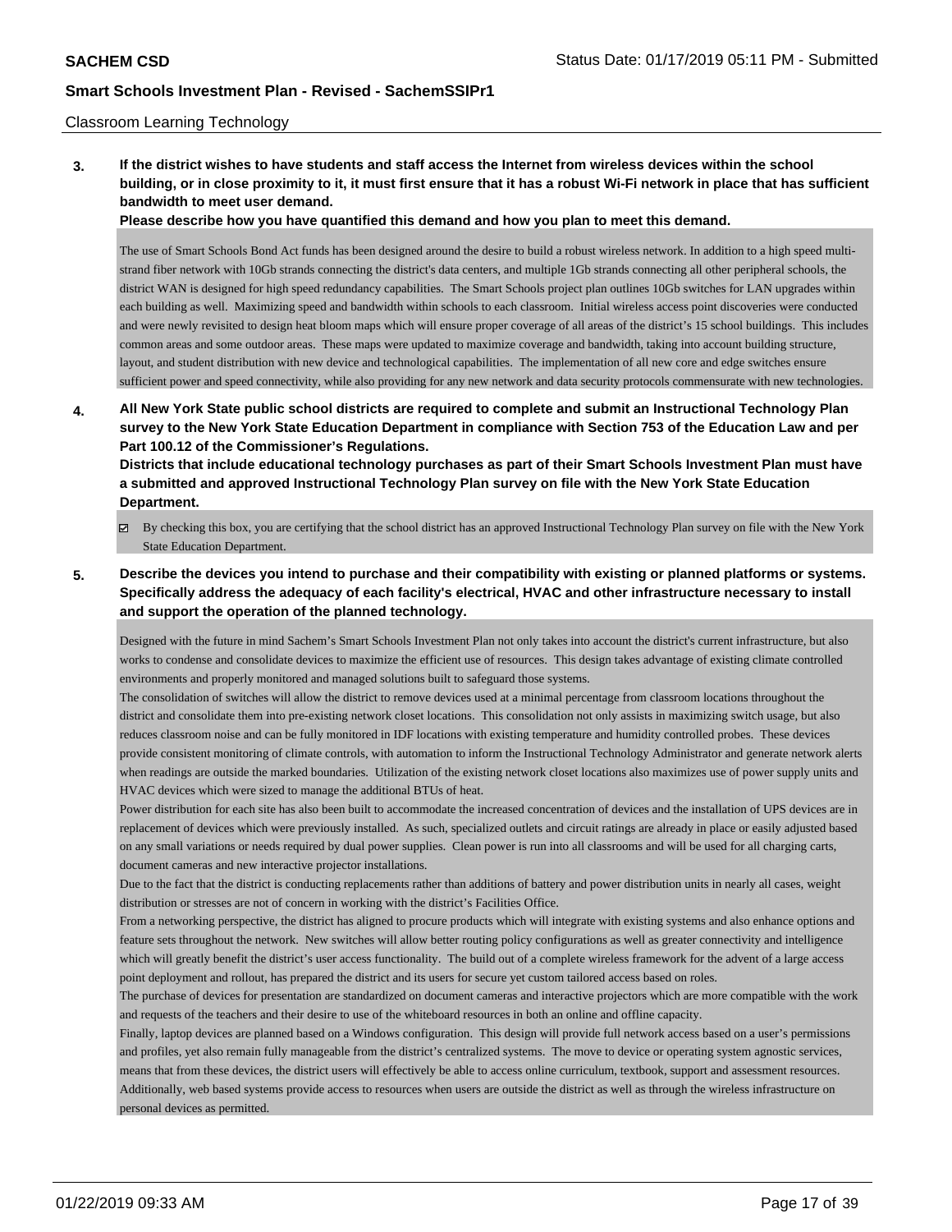Classroom Learning Technology

**3. If the district wishes to have students and staff access the Internet from wireless devices within the school building, or in close proximity to it, it must first ensure that it has a robust Wi-Fi network in place that has sufficient bandwidth to meet user demand.**

**Please describe how you have quantified this demand and how you plan to meet this demand.**

The use of Smart Schools Bond Act funds has been designed around the desire to build a robust wireless network. In addition to a high speed multi-strand fiber network with 10Gb strands connecting the district's data centers, and multiple 1Gb strands connecting all other peripheral schools, the district WAN is designed for high speed redundancy capabilities. The Smart Schools project plan outlines 10Gb switches for LAN upgrades within each building as well. Maximizing speed and bandwidth within schools to each classroom. Initial wireless access point discoveries were conducted and were newly revisited to design heat bloom maps which will ensure proper coverage of all areas of the district's 15 school buildings. This includes common areas and some outdoor areas. These maps were updated to maximize coverage and bandwidth, taking into account building structure, layout, and student distribution with new device and technological capabilities. The implementation of all new core and edge switches ensure sufficient power and speed connectivity, while also providing for any new network and data security protocols commensurate with new technologies.

**4. All New York State public school districts are required to complete and submit an Instructional Technology Plan survey to the New York State Education Department in compliance with Section 753 of the Education Law and per Part 100.12 of the Commissioner's Regulations.**

**Districts that include educational technology purchases as part of their Smart Schools Investment Plan must have a submitted and approved Instructional Technology Plan survey on file with the New York State Education Department.**

☑ By checking this box, you are certifying that the school district has an approved Instructional Technology Plan survey on file with the New York State Education Department.

**5. Describe the devices you intend to purchase and their compatibility with existing or planned platforms or systems. Specifically address the adequacy of each facility's electrical, HVAC and other infrastructure necessary to install and support the operation of the planned technology.**

Designed with the future in mind Sachem's Smart Schools Investment Plan not only takes into account the district's current infrastructure, but also works to condense and consolidate devices to maximize the efficient use of resources. This design takes advantage of existing climate controlled environments and properly monitored and managed solutions built to safeguard those systems.

The consolidation of switches will allow the district to remove devices used at a minimal percentage from classroom locations throughout the district and consolidate them into pre-existing network closet locations. This consolidation not only assists in maximizing switch usage, but also reduces classroom noise and can be fully monitored in IDF locations with existing temperature and humidity controlled probes. These devices provide consistent monitoring of climate controls, with automation to inform the Instructional Technology Administrator and generate network alerts when readings are outside the marked boundaries. Utilization of the existing network closet locations also maximizes use of power supply units and HVAC devices which were sized to manage the additional BTUs of heat.

Power distribution for each site has also been built to accommodate the increased concentration of devices and the installation of UPS devices are in replacement of devices which were previously installed. As such, specialized outlets and circuit ratings are already in place or easily adjusted based on any small variations or needs required by dual power supplies. Clean power is run into all classrooms and will be used for all charging carts, document cameras and new interactive projector installations.

Due to the fact that the district is conducting replacements rather than additions of battery and power distribution units in nearly all cases, weight distribution or stresses are not of concern in working with the district's Facilities Office.

From a networking perspective, the district has aligned to procure products which will integrate with existing systems and also enhance options and feature sets throughout the network. New switches will allow better routing policy configurations as well as greater connectivity and intelligence which will greatly benefit the district's user access functionality. The build out of a complete wireless framework for the advent of a large access point deployment and rollout, has prepared the district and its users for secure yet custom tailored access based on roles.

The purchase of devices for presentation are standardized on document cameras and interactive projectors which are more compatible with the work and requests of the teachers and their desire to use of the whiteboard resources in both an online and offline capacity.

Finally, laptop devices are planned based on a Windows configuration. This design will provide full network access based on a user's permissions and profiles, yet also remain fully manageable from the district's centralized systems. The move to device or operating system agnostic services, means that from these devices, the district users will effectively be able to access online curriculum, textbook, support and assessment resources. Additionally, web based systems provide access to resources when users are outside the district as well as through the wireless infrastructure on personal devices as permitted.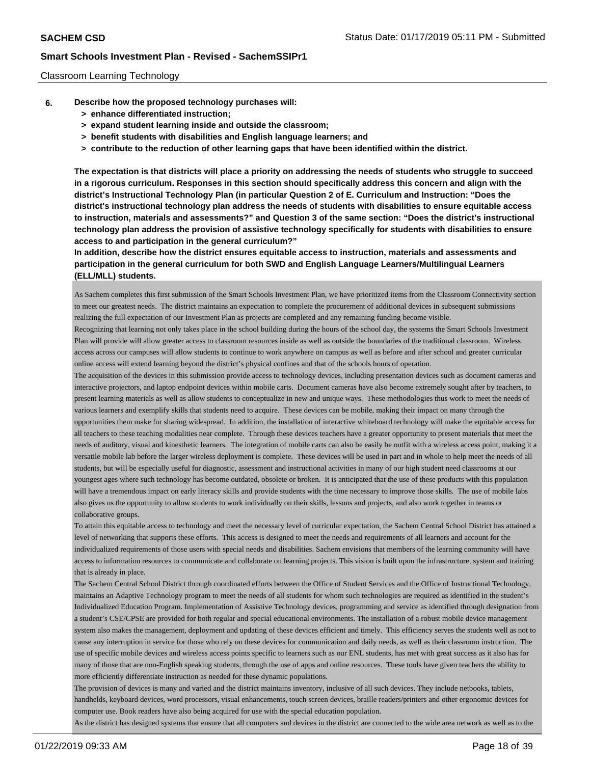Classroom Learning Technology

**6. Describe how the proposed technology purchases will:**
- **> enhance differentiated instruction;**
- **> expand student learning inside and outside the classroom;**
- **> benefit students with disabilities and English language learners; and**
- **> contribute to the reduction of other learning gaps that have been identified within the district.**

**The expectation is that districts will place a priority on addressing the needs of students who struggle to succeed in a rigorous curriculum. Responses in this section should specifically address this concern and align with the district's Instructional Technology Plan (in particular Question 2 of E. Curriculum and Instruction: "Does the district's instructional technology plan address the needs of students with disabilities to ensure equitable access to instruction, materials and assessments?" and Question 3 of the same section: "Does the district's instructional technology plan address the provision of assistive technology specifically for students with disabilities to ensure access to and participation in the general curriculum?"**

**In addition, describe how the district ensures equitable access to instruction, materials and assessments and participation in the general curriculum for both SWD and English Language Learners/Multilingual Learners (ELL/MLL) students.**

As Sachem completes this first submission of the Smart Schools Investment Plan, we have prioritized items from the Classroom Connectivity section to meet our greatest needs. The district maintains an expectation to complete the procurement of additional devices in subsequent submissions realizing the full expectation of our Investment Plan as projects are completed and any remaining funding become visible.

Recognizing that learning not only takes place in the school building during the hours of the school day, the systems the Smart Schools Investment Plan will provide will allow greater access to classroom resources inside as well as outside the boundaries of the traditional classroom. Wireless access across our campuses will allow students to continue to work anywhere on campus as well as before and after school and greater curricular online access will extend learning beyond the district's physical confines and that of the schools hours of operation.

The acquisition of the devices in this submission provide access to technology devices, including presentation devices such as document cameras and interactive projectors, and laptop endpoint devices within mobile carts. Document cameras have also become extremely sought after by teachers, to present learning materials as well as allow students to conceptualize in new and unique ways. These methodologies thus work to meet the needs of various learners and exemplify skills that students need to acquire. These devices can be mobile, making their impact on many through the opportunities them make for sharing widespread. In addition, the installation of interactive whiteboard technology will make the equitable access for all teachers to these teaching modalities near complete. Through these devices teachers have a greater opportunity to present materials that meet the needs of auditory, visual and kinesthetic learners. The integration of mobile carts can also be easily be outfit with a wireless access point, making it a versatile mobile lab before the larger wireless deployment is complete. These devices will be used in part and in whole to help meet the needs of all students, but will be especially useful for diagnostic, assessment and instructional activities in many of our high student need classrooms at our youngest ages where such technology has become outdated, obsolete or broken. It is anticipated that the use of these products with this population will have a tremendous impact on early literacy skills and provide students with the time necessary to improve those skills. The use of mobile labs also gives us the opportunity to allow students to work individually on their skills, lessons and projects, and also work together in teams or collaborative groups.

To attain this equitable access to technology and meet the necessary level of curricular expectation, the Sachem Central School District has attained a level of networking that supports these efforts. This access is designed to meet the needs and requirements of all learners and account for the individualized requirements of those users with special needs and disabilities. Sachem envisions that members of the learning community will have access to information resources to communicate and collaborate on learning projects. This vision is built upon the infrastructure, system and training that is already in place.

The Sachem Central School District through coordinated efforts between the Office of Student Services and the Office of Instructional Technology, maintains an Adaptive Technology program to meet the needs of all students for whom such technologies are required as identified in the student's Individualized Education Program. Implementation of Assistive Technology devices, programming and service as identified through designation from a student's CSE/CPSE are provided for both regular and special educational environments. The installation of a robust mobile device management system also makes the management, deployment and updating of these devices efficient and timely. This efficiency serves the students well as not to cause any interruption in service for those who rely on these devices for communication and daily needs, as well as their classroom instruction. The use of specific mobile devices and wireless access points specific to learners such as our ENL students, has met with great success as it also has for many of those that are non-English speaking students, through the use of apps and online resources. These tools have given teachers the ability to more efficiently differentiate instruction as needed for these dynamic populations.

The provision of devices is many and varied and the district maintains inventory, inclusive of all such devices. They include netbooks, tablets, handhelds, keyboard devices, word processors, visual enhancements, touch screen devices, braille readers/printers and other ergonomic devices for computer use. Book readers have also being acquired for use with the special education population.

As the district has designed systems that ensure that all computers and devices in the district are connected to the wide area network as well as to the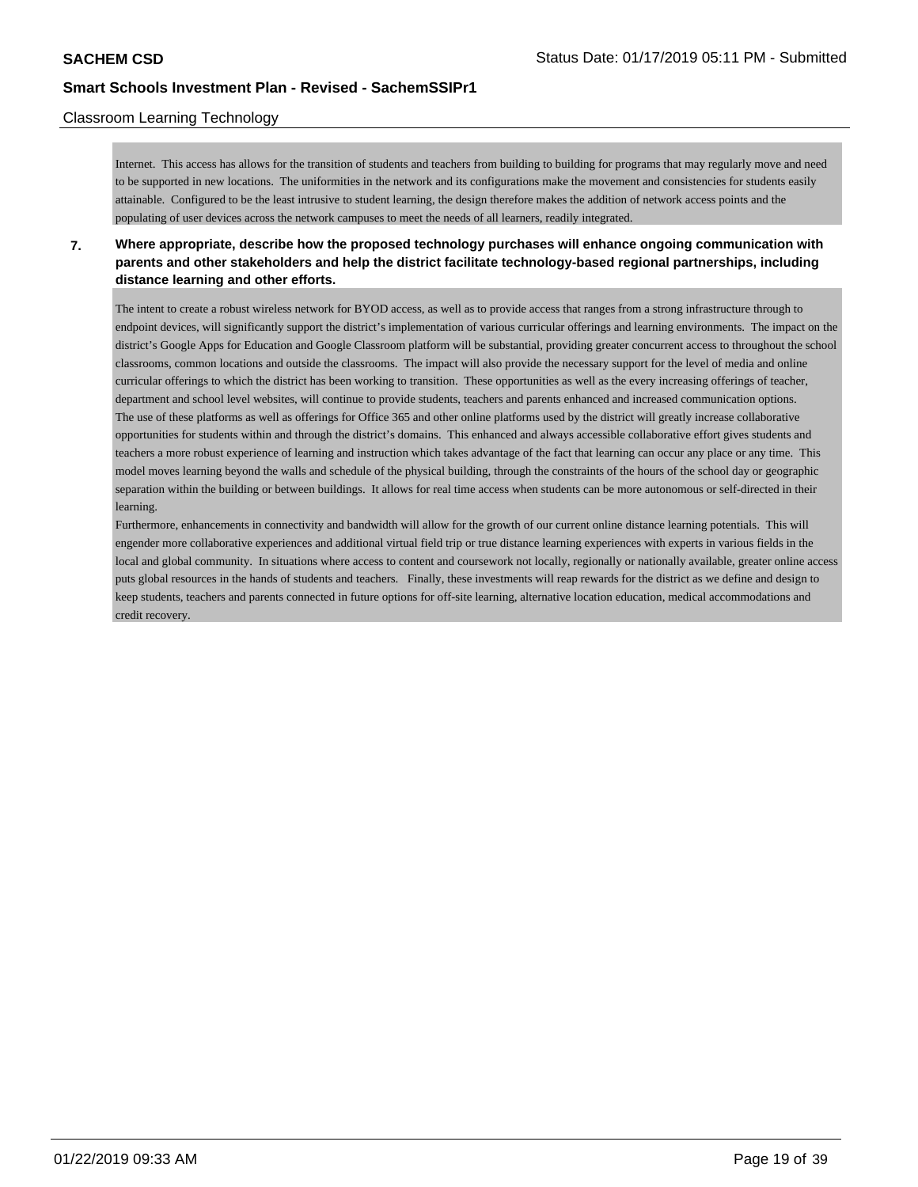Internet. This access has allows for the transition of students and teachers from building to building for programs that may regularly move and need to be supported in new locations. The uniformities in the network and its configurations make the movement and consistencies for students easily attainable. Configured to be the least intrusive to student learning, the design therefore makes the addition of network access points and the populating of user devices across the network campuses to meet the needs of all learners, readily integrated.

**7. Where appropriate, describe how the proposed technology purchases will enhance ongoing communication with parents and other stakeholders and help the district facilitate technology-based regional partnerships, including distance learning and other efforts.**

The intent to create a robust wireless network for BYOD access, as well as to provide access that ranges from a strong infrastructure through to endpoint devices, will significantly support the district's implementation of various curricular offerings and learning environments. The impact on the district's Google Apps for Education and Google Classroom platform will be substantial, providing greater concurrent access to throughout the school classrooms, common locations and outside the classrooms. The impact will also provide the necessary support for the level of media and online curricular offerings to which the district has been working to transition. These opportunities as well as the every increasing offerings of teacher, department and school level websites, will continue to provide students, teachers and parents enhanced and increased communication options.
The use of these platforms as well as offerings for Office 365 and other online platforms used by the district will greatly increase collaborative opportunities for students within and through the district's domains. This enhanced and always accessible collaborative effort gives students and teachers a more robust experience of learning and instruction which takes advantage of the fact that learning can occur any place or any time. This model moves learning beyond the walls and schedule of the physical building, through the constraints of the hours of the school day or geographic separation within the building or between buildings. It allows for real time access when students can be more autonomous or self-directed in their learning.
Furthermore, enhancements in connectivity and bandwidth will allow for the growth of our current online distance learning potentials. This will engender more collaborative experiences and additional virtual field trip or true distance learning experiences with experts in various fields in the local and global community. In situations where access to content and coursework not locally, regionally or nationally available, greater online access puts global resources in the hands of students and teachers. Finally, these investments will reap rewards for the district as we define and design to keep students, teachers and parents connected in future options for off-site learning, alternative location education, medical accommodations and credit recovery.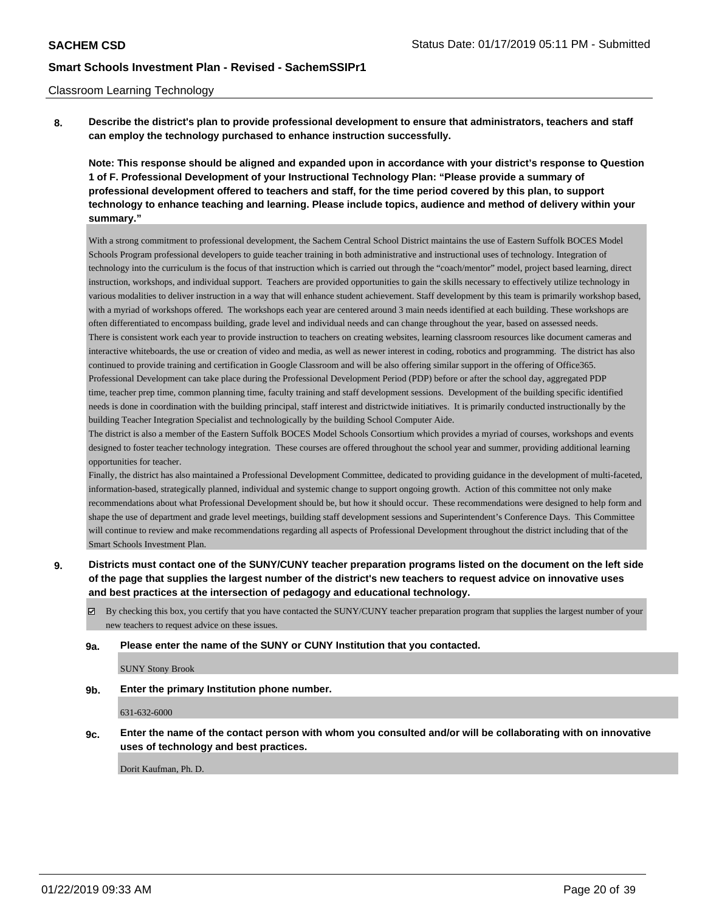Classroom Learning Technology

**8. Describe the district's plan to provide professional development to ensure that administrators, teachers and staff can employ the technology purchased to enhance instruction successfully.**

**Note: This response should be aligned and expanded upon in accordance with your district's response to Question 1 of F. Professional Development of your Instructional Technology Plan: "Please provide a summary of professional development offered to teachers and staff, for the time period covered by this plan, to support technology to enhance teaching and learning. Please include topics, audience and method of delivery within your summary."**

With a strong commitment to professional development, the Sachem Central School District maintains the use of Eastern Suffolk BOCES Model Schools Program professional developers to guide teacher training in both administrative and instructional uses of technology. Integration of technology into the curriculum is the focus of that instruction which is carried out through the "coach/mentor" model, project based learning, direct instruction, workshops, and individual support. Teachers are provided opportunities to gain the skills necessary to effectively utilize technology in various modalities to deliver instruction in a way that will enhance student achievement. Staff development by this team is primarily workshop based, with a myriad of workshops offered. The workshops each year are centered around 3 main needs identified at each building. These workshops are often differentiated to encompass building, grade level and individual needs and can change throughout the year, based on assessed needs.
There is consistent work each year to provide instruction to teachers on creating websites, learning classroom resources like document cameras and interactive whiteboards, the use or creation of video and media, as well as newer interest in coding, robotics and programming. The district has also continued to provide training and certification in Google Classroom and will be also offering similar support in the offering of Office365.
Professional Development can take place during the Professional Development Period (PDP) before or after the school day, aggregated PDP time, teacher prep time, common planning time, faculty training and staff development sessions. Development of the building specific identified needs is done in coordination with the building principal, staff interest and districtwide initiatives. It is primarily conducted instructionally by the building Teacher Integration Specialist and technologically by the building School Computer Aide.
The district is also a member of the Eastern Suffolk BOCES Model Schools Consortium which provides a myriad of courses, workshops and events designed to foster teacher technology integration. These courses are offered throughout the school year and summer, providing additional learning opportunities for teacher.
Finally, the district has also maintained a Professional Development Committee, dedicated to providing guidance in the development of multi-faceted, information-based, strategically planned, individual and systemic change to support ongoing growth. Action of this committee not only make recommendations about what Professional Development should be, but how it should occur. These recommendations were designed to help form and shape the use of department and grade level meetings, building staff development sessions and Superintendent's Conference Days. This Committee will continue to review and make recommendations regarding all aspects of Professional Development throughout the district including that of the Smart Schools Investment Plan.

**9. Districts must contact one of the SUNY/CUNY teacher preparation programs listed on the document on the left side of the page that supplies the largest number of the district's new teachers to request advice on innovative uses and best practices at the intersection of pedagogy and educational technology.**

☑ By checking this box, you certify that you have contacted the SUNY/CUNY teacher preparation program that supplies the largest number of your new teachers to request advice on these issues.

**9a. Please enter the name of the SUNY or CUNY Institution that you contacted.**

SUNY Stony Brook

**9b. Enter the primary Institution phone number.**

631-632-6000

**9c. Enter the name of the contact person with whom you consulted and/or will be collaborating with on innovative uses of technology and best practices.**

Dorit Kaufman, Ph. D.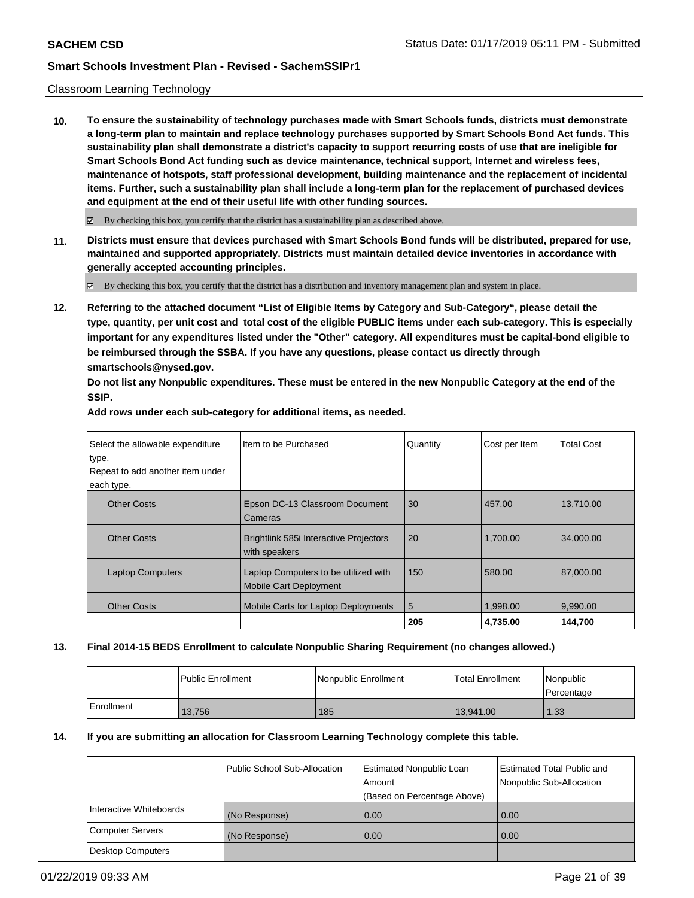Classroom Learning Technology

**10. To ensure the sustainability of technology purchases made with Smart Schools funds, districts must demonstrate a long-term plan to maintain and replace technology purchases supported by Smart Schools Bond Act funds. This sustainability plan shall demonstrate a district's capacity to support recurring costs of use that are ineligible for Smart Schools Bond Act funding such as device maintenance, technical support, Internet and wireless fees, maintenance of hotspots, staff professional development, building maintenance and the replacement of incidental items. Further, such a sustainability plan shall include a long-term plan for the replacement of purchased devices and equipment at the end of their useful life with other funding sources.**

☑ By checking this box, you certify that the district has a sustainability plan as described above.

**11. Districts must ensure that devices purchased with Smart Schools Bond funds will be distributed, prepared for use, maintained and supported appropriately. Districts must maintain detailed device inventories in accordance with generally accepted accounting principles.**

☑ By checking this box, you certify that the district has a distribution and inventory management plan and system in place.

**12. Referring to the attached document "List of Eligible Items by Category and Sub-Category", please detail the type, quantity, per unit cost and total cost of the eligible PUBLIC items under each sub-category. This is especially important for any expenditures listed under the "Other" category. All expenditures must be capital-bond eligible to be reimbursed through the SSBA. If you have any questions, please contact us directly through smartschools@nysed.gov.**

**Do not list any Nonpublic expenditures. These must be entered in the new Nonpublic Category at the end of the SSIP.**

**Add rows under each sub-category for additional items, as needed.**

| Select the allowable expenditure type. Repeat to add another item under each type. | Item to be Purchased | Quantity | Cost per Item | Total Cost |
|---|---|---|---|---|
| Other Costs | Epson DC-13 Classroom Document Cameras | 30 | 457.00 | 13,710.00 |
| Other Costs | Brightlink 585i Interactive Projectors with speakers | 20 | 1,700.00 | 34,000.00 |
| Laptop Computers | Laptop Computers to be utilized with Mobile Cart Deployment | 150 | 580.00 | 87,000.00 |
| Other Costs | Mobile Carts for Laptop Deployments | 5 | 1,998.00 | 9,990.00 |
| | | **205** | **4,735.00** | **144,700** |

**13. Final 2014-15 BEDS Enrollment to calculate Nonpublic Sharing Requirement (no changes allowed.)**

| | Public Enrollment | Nonpublic Enrollment | Total Enrollment | Nonpublic Percentage |
|---|---|---|---|---|
| Enrollment | 13,756 | 185 | 13,941.00 | 1.33 |

**14. If you are submitting an allocation for Classroom Learning Technology complete this table.**

| | Public School Sub-Allocation | Estimated Nonpublic Loan Amount (Based on Percentage Above) | Estimated Total Public and Nonpublic Sub-Allocation |
|---|---|---|---|
| Interactive Whiteboards | (No Response) | 0.00 | 0.00 |
| Computer Servers | (No Response) | 0.00 | 0.00 |
| Desktop Computers | | | |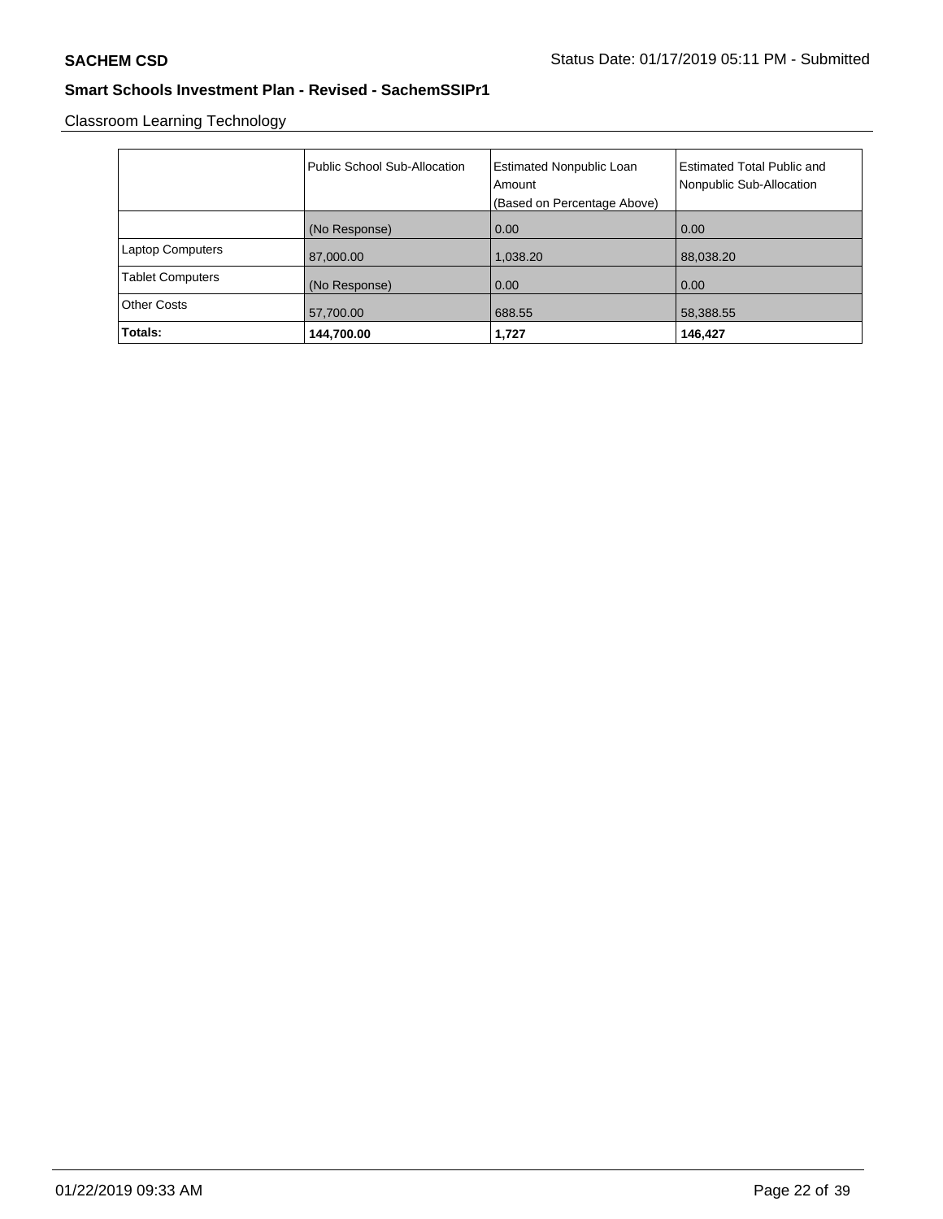**SACHEM CSD** Status Date: 01/17/2019 05:11 PM - Submitted

**Smart Schools Investment Plan - Revised - SachemSSIPr1**

Classroom Learning Technology

| | Public School Sub-Allocation | Estimated Nonpublic Loan Amount (Based on Percentage Above) | Estimated Total Public and Nonpublic Sub-Allocation |
|---|---|---|---|
| | (No Response) | 0.00 | 0.00 |
| Laptop Computers | 87,000.00 | 1,038.20 | 88,038.20 |
| Tablet Computers | (No Response) | 0.00 | 0.00 |
| Other Costs | 57,700.00 | 688.55 | 58,388.55 |
| **Totals:** | **144,700.00** | **1,727** | **146,427** |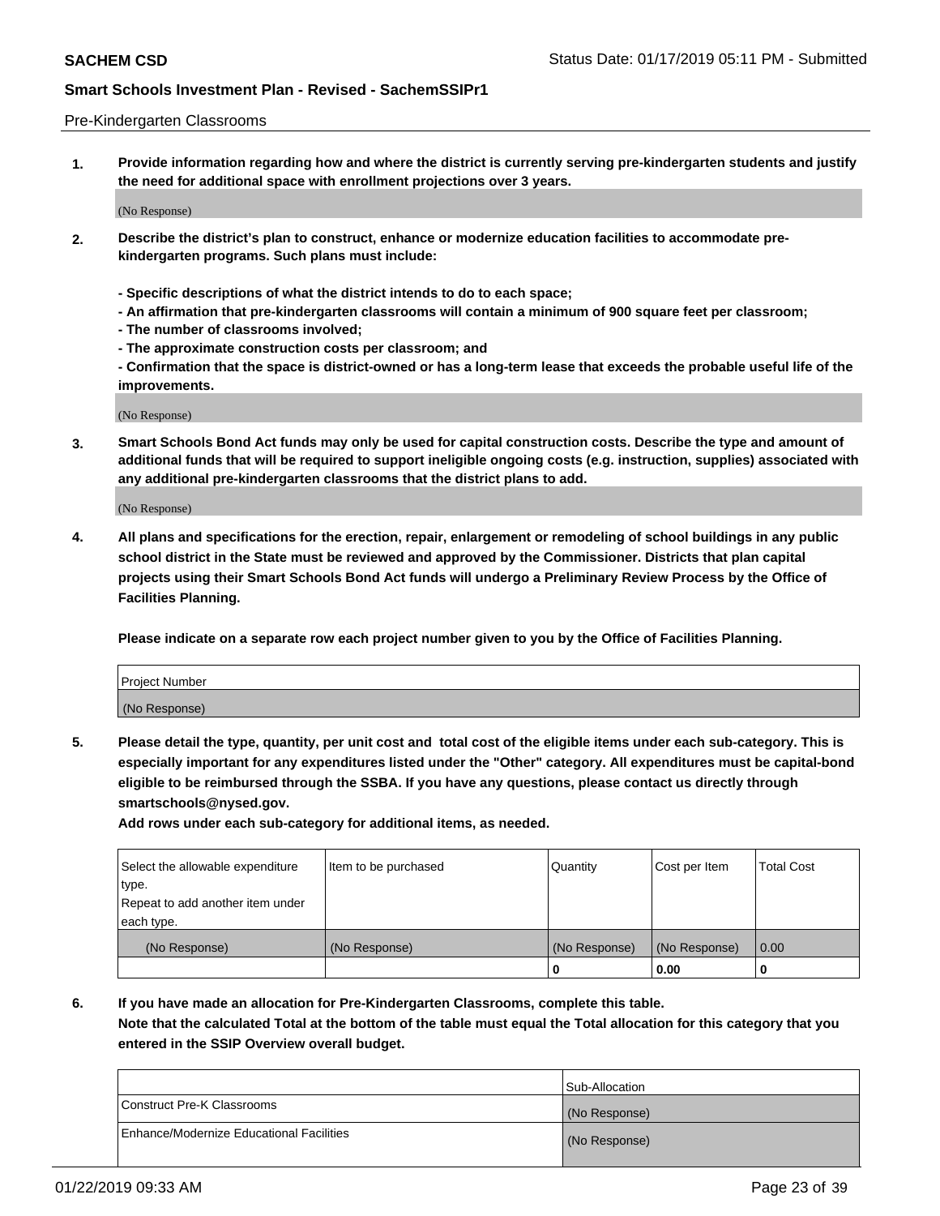Pre-Kindergarten Classrooms

**1. Provide information regarding how and where the district is currently serving pre-kindergarten students and justify the need for additional space with enrollment projections over 3 years.**

(No Response)

**2. Describe the district's plan to construct, enhance or modernize education facilities to accommodate pre-kindergarten programs. Such plans must include:**

**- Specific descriptions of what the district intends to do to each space;**
**- An affirmation that pre-kindergarten classrooms will contain a minimum of 900 square feet per classroom;**
**- The number of classrooms involved;**
**- The approximate construction costs per classroom; and**
**- Confirmation that the space is district-owned or has a long-term lease that exceeds the probable useful life of the improvements.**

(No Response)

**3. Smart Schools Bond Act funds may only be used for capital construction costs. Describe the type and amount of additional funds that will be required to support ineligible ongoing costs (e.g. instruction, supplies) associated with any additional pre-kindergarten classrooms that the district plans to add.**

(No Response)

**4. All plans and specifications for the erection, repair, enlargement or remodeling of school buildings in any public school district in the State must be reviewed and approved by the Commissioner. Districts that plan capital projects using their Smart Schools Bond Act funds will undergo a Preliminary Review Process by the Office of Facilities Planning.**

**Please indicate on a separate row each project number given to you by the Office of Facilities Planning.**

| Project Number |
| --- |
| (No Response) |

**5. Please detail the type, quantity, per unit cost and total cost of the eligible items under each sub-category. This is especially important for any expenditures listed under the "Other" category. All expenditures must be capital-bond eligible to be reimbursed through the SSBA. If you have any questions, please contact us directly through smartschools@nysed.gov.**

**Add rows under each sub-category for additional items, as needed.**

| Select the allowable expenditure type. Repeat to add another item under each type. | Item to be purchased | Quantity | Cost per Item | Total Cost |
| --- | --- | --- | --- | --- |
| (No Response) | (No Response) | (No Response) | (No Response) | 0.00 |
| | | 0 | 0.00 | 0 |

**6. If you have made an allocation for Pre-Kindergarten Classrooms, complete this table. Note that the calculated Total at the bottom of the table must equal the Total allocation for this category that you entered in the SSIP Overview overall budget.**

| | Sub-Allocation |
| --- | --- |
| Construct Pre-K Classrooms | (No Response) |
| Enhance/Modernize Educational Facilities | (No Response) |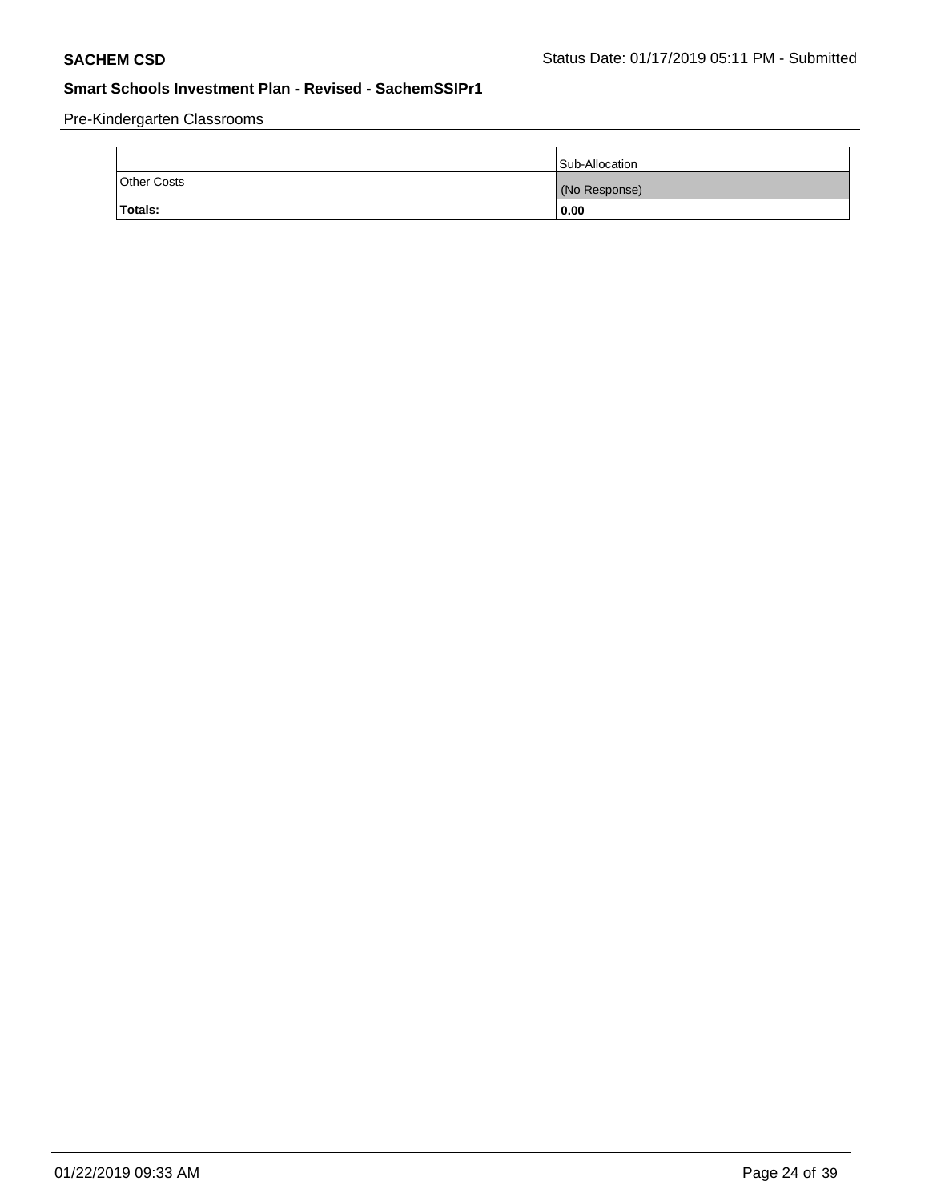Pre-Kindergarten Classrooms

| | Sub-Allocation |
|---|---|
| Other Costs | (No Response) |
| **Totals:** | **0.00** |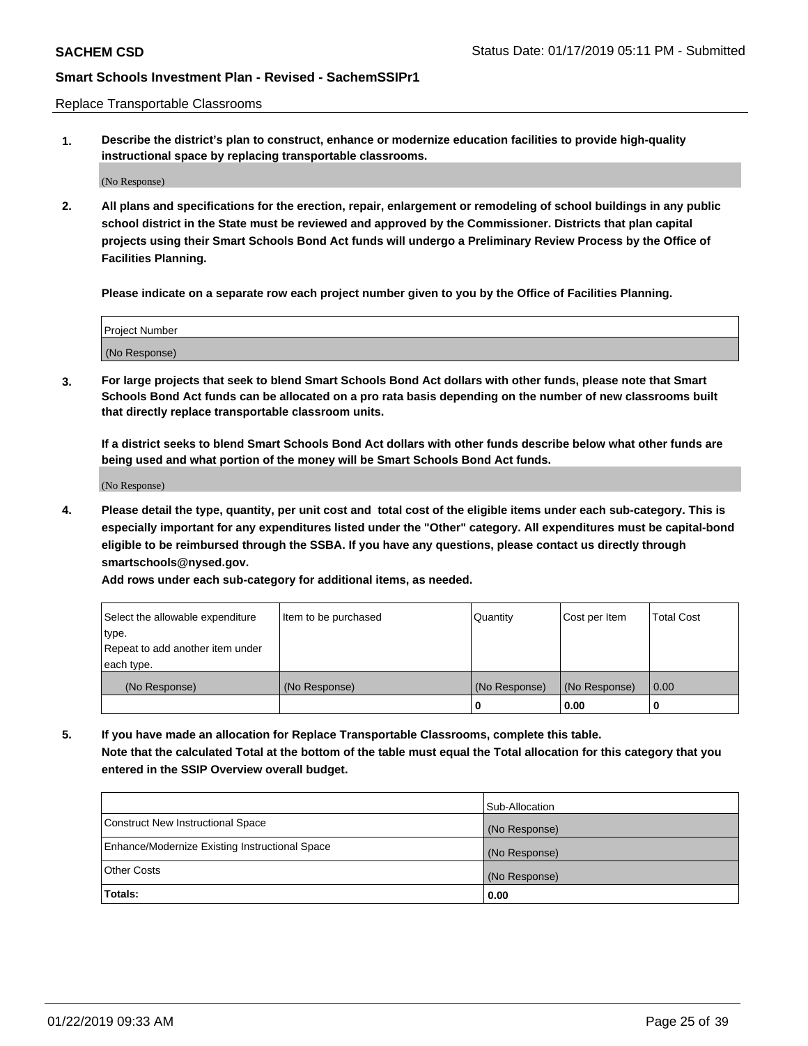Replace Transportable Classrooms

**1. Describe the district's plan to construct, enhance or modernize education facilities to provide high-quality instructional space by replacing transportable classrooms.**

(No Response)

**2. All plans and specifications for the erection, repair, enlargement or remodeling of school buildings in any public school district in the State must be reviewed and approved by the Commissioner. Districts that plan capital projects using their Smart Schools Bond Act funds will undergo a Preliminary Review Process by the Office of Facilities Planning.**

**Please indicate on a separate row each project number given to you by the Office of Facilities Planning.**

| Project Number |
|---|
| (No Response) |

**3. For large projects that seek to blend Smart Schools Bond Act dollars with other funds, please note that Smart Schools Bond Act funds can be allocated on a pro rata basis depending on the number of new classrooms built that directly replace transportable classroom units.**

**If a district seeks to blend Smart Schools Bond Act dollars with other funds describe below what other funds are being used and what portion of the money will be Smart Schools Bond Act funds.**

(No Response)

**4. Please detail the type, quantity, per unit cost and total cost of the eligible items under each sub-category. This is especially important for any expenditures listed under the "Other" category. All expenditures must be capital-bond eligible to be reimbursed through the SSBA. If you have any questions, please contact us directly through smartschools@nysed.gov.**

**Add rows under each sub-category for additional items, as needed.**

| Select the allowable expenditure type. Repeat to add another item under each type. | Item to be purchased | Quantity | Cost per Item | Total Cost |
|---|---|---|---|---|
| (No Response) | (No Response) | (No Response) | (No Response) | 0.00 |
| | | 0 | 0.00 | 0 |

**5. If you have made an allocation for Replace Transportable Classrooms, complete this table.**
**Note that the calculated Total at the bottom of the table must equal the Total allocation for this category that you entered in the SSIP Overview overall budget.**

| | Sub-Allocation |
|---|---|
| Construct New Instructional Space | (No Response) |
| Enhance/Modernize Existing Instructional Space | (No Response) |
| Other Costs | (No Response) |
| **Totals:** | **0.00** |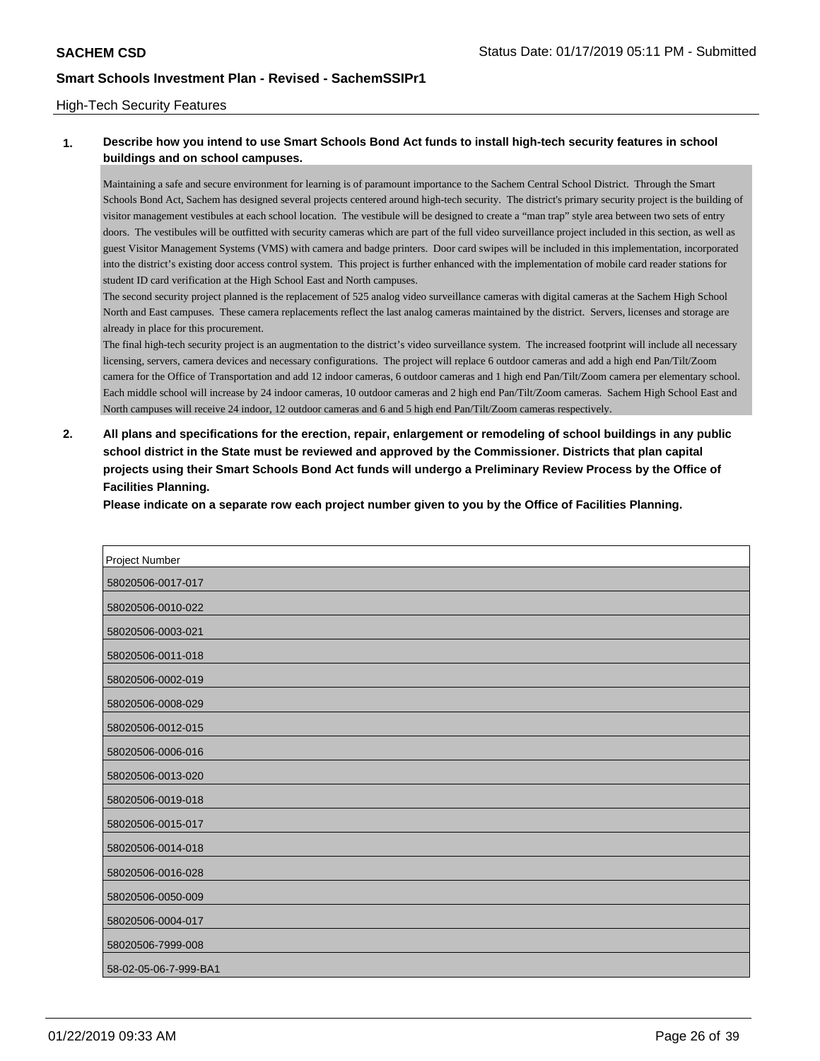High-Tech Security Features

**1. Describe how you intend to use Smart Schools Bond Act funds to install high-tech security features in school buildings and on school campuses.**

Maintaining a safe and secure environment for learning is of paramount importance to the Sachem Central School District. Through the Smart Schools Bond Act, Sachem has designed several projects centered around high-tech security. The district's primary security project is the building of visitor management vestibules at each school location. The vestibule will be designed to create a "man trap" style area between two sets of entry doors. The vestibules will be outfitted with security cameras which are part of the full video surveillance project included in this section, as well as guest Visitor Management Systems (VMS) with camera and badge printers. Door card swipes will be included in this implementation, incorporated into the district's existing door access control system. This project is further enhanced with the implementation of mobile card reader stations for student ID card verification at the High School East and North campuses.

The second security project planned is the replacement of 525 analog video surveillance cameras with digital cameras at the Sachem High School North and East campuses. These camera replacements reflect the last analog cameras maintained by the district. Servers, licenses and storage are already in place for this procurement.

The final high-tech security project is an augmentation to the district's video surveillance system. The increased footprint will include all necessary licensing, servers, camera devices and necessary configurations. The project will replace 6 outdoor cameras and add a high end Pan/Tilt/Zoom camera for the Office of Transportation and add 12 indoor cameras, 6 outdoor cameras and 1 high end Pan/Tilt/Zoom camera per elementary school. Each middle school will increase by 24 indoor cameras, 10 outdoor cameras and 2 high end Pan/Tilt/Zoom cameras. Sachem High School East and North campuses will receive 24 indoor, 12 outdoor cameras and 6 and 5 high end Pan/Tilt/Zoom cameras respectively.

**2. All plans and specifications for the erection, repair, enlargement or remodeling of school buildings in any public school district in the State must be reviewed and approved by the Commissioner. Districts that plan capital projects using their Smart Schools Bond Act funds will undergo a Preliminary Review Process by the Office of Facilities Planning.**

**Please indicate on a separate row each project number given to you by the Office of Facilities Planning.**

| Project Number |
|---|
| 58020506-0017-017 |
| 58020506-0010-022 |
| 58020506-0003-021 |
| 58020506-0011-018 |
| 58020506-0002-019 |
| 58020506-0008-029 |
| 58020506-0012-015 |
| 58020506-0006-016 |
| 58020506-0013-020 |
| 58020506-0019-018 |
| 58020506-0015-017 |
| 58020506-0014-018 |
| 58020506-0016-028 |
| 58020506-0050-009 |
| 58020506-0004-017 |
| 58020506-7999-008 |
| 58-02-05-06-7-999-BA1 |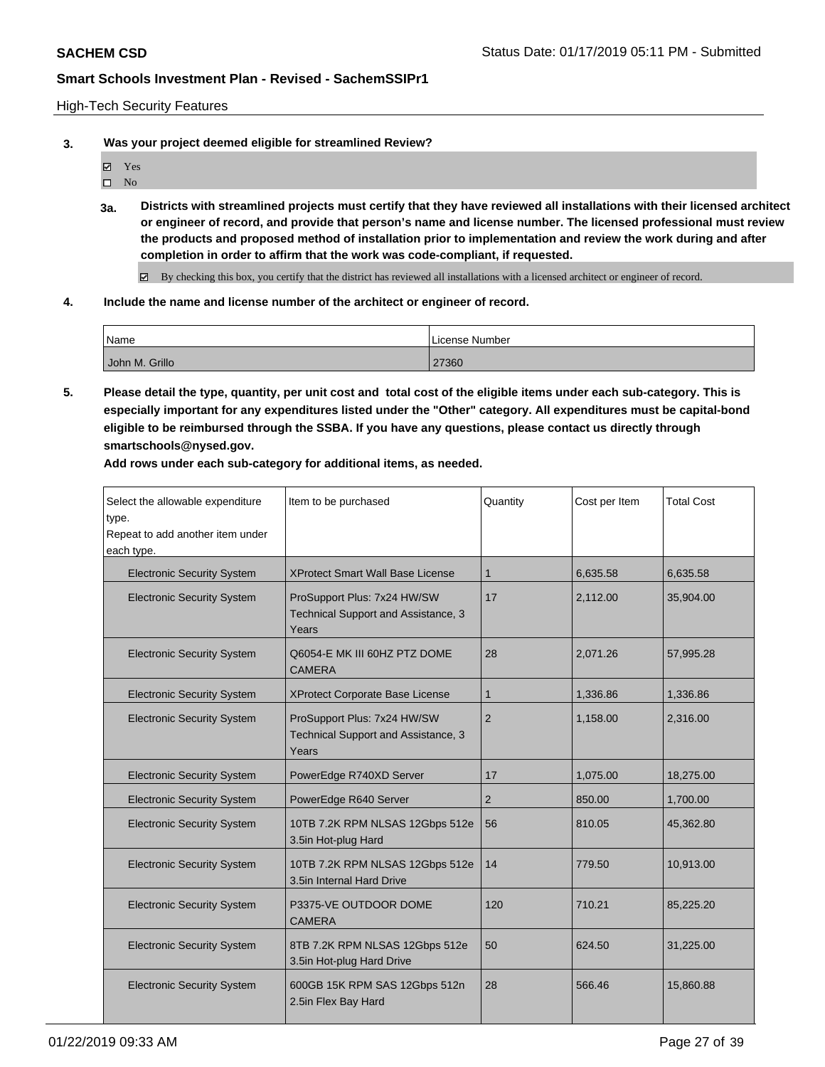High-Tech Security Features

**3. Was your project deemed eligible for streamlined Review?**

☑ Yes
☐ No

**3a. Districts with streamlined projects must certify that they have reviewed all installations with their licensed architect or engineer of record, and provide that person's name and license number. The licensed professional must review the products and proposed method of installation prior to implementation and review the work during and after completion in order to affirm that the work was code-compliant, if requested.**

☑ By checking this box, you certify that the district has reviewed all installations with a licensed architect or engineer of record.

**4. Include the name and license number of the architect or engineer of record.**

| Name | License Number |
|---|---|
| John M. Grillo | 27360 |

**5. Please detail the type, quantity, per unit cost and total cost of the eligible items under each sub-category. This is especially important for any expenditures listed under the "Other" category. All expenditures must be capital-bond eligible to be reimbursed through the SSBA. If you have any questions, please contact us directly through smartschools@nysed.gov.**

**Add rows under each sub-category for additional items, as needed.**

| Select the allowable expenditure type. Repeat to add another item under each type. | Item to be purchased | Quantity | Cost per Item | Total Cost |
|---|---|---|---|---|
| Electronic Security System | XProtect Smart Wall Base License | 1 | 6,635.58 | 6,635.58 |
| Electronic Security System | ProSupport Plus: 7x24 HW/SW Technical Support and Assistance, 3 Years | 17 | 2,112.00 | 35,904.00 |
| Electronic Security System | Q6054-E MK III 60HZ PTZ DOME CAMERA | 28 | 2,071.26 | 57,995.28 |
| Electronic Security System | XProtect Corporate Base License | 1 | 1,336.86 | 1,336.86 |
| Electronic Security System | ProSupport Plus: 7x24 HW/SW Technical Support and Assistance, 3 Years | 2 | 1,158.00 | 2,316.00 |
| Electronic Security System | PowerEdge R740XD Server | 17 | 1,075.00 | 18,275.00 |
| Electronic Security System | PowerEdge R640 Server | 2 | 850.00 | 1,700.00 |
| Electronic Security System | 10TB 7.2K RPM NLSAS 12Gbps 512e 3.5in Hot-plug Hard | 56 | 810.05 | 45,362.80 |
| Electronic Security System | 10TB 7.2K RPM NLSAS 12Gbps 512e 3.5in Internal Hard Drive | 14 | 779.50 | 10,913.00 |
| Electronic Security System | P3375-VE OUTDOOR DOME CAMERA | 120 | 710.21 | 85,225.20 |
| Electronic Security System | 8TB 7.2K RPM NLSAS 12Gbps 512e 3.5in Hot-plug Hard Drive | 50 | 624.50 | 31,225.00 |
| Electronic Security System | 600GB 15K RPM SAS 12Gbps 512n 2.5in Flex Bay Hard | 28 | 566.46 | 15,860.88 |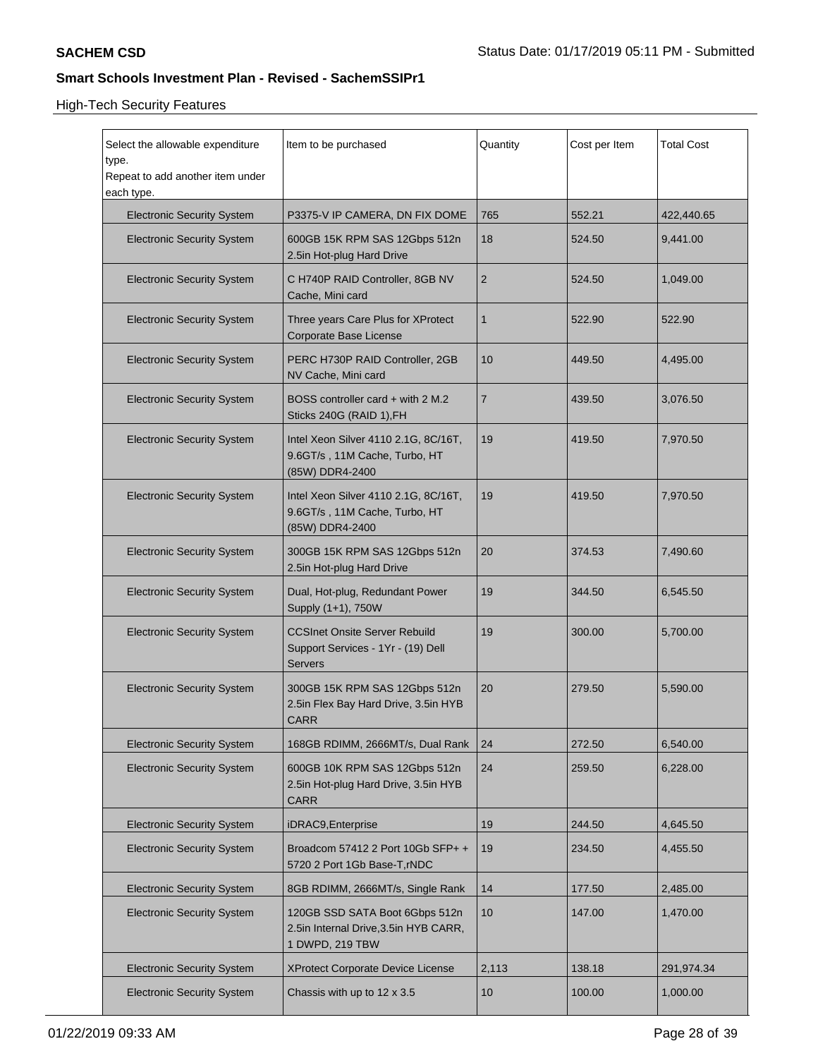SACHEM CSD

## Smart Schools Investment Plan - Revised - SachemSSIPr1

High-Tech Security Features

| Select the allowable expenditure type. Repeat to add another item under each type. | Item to be purchased | Quantity | Cost per Item | Total Cost |
|---|---|---|---|---|
| Electronic Security System | P3375-V IP CAMERA, DN FIX DOME | 765 | 552.21 | 422,440.65 |
| Electronic Security System | 600GB 15K RPM SAS 12Gbps 512n 2.5in Hot-plug Hard Drive | 18 | 524.50 | 9,441.00 |
| Electronic Security System | C H740P RAID Controller, 8GB NV Cache, Mini card | 2 | 524.50 | 1,049.00 |
| Electronic Security System | Three years Care Plus for XProtect Corporate Base License | 1 | 522.90 | 522.90 |
| Electronic Security System | PERC H730P RAID Controller, 2GB NV Cache, Mini card | 10 | 449.50 | 4,495.00 |
| Electronic Security System | BOSS controller card + with 2 M.2 Sticks 240G (RAID 1),FH | 7 | 439.50 | 3,076.50 |
| Electronic Security System | Intel Xeon Silver 4110 2.1G, 8C/16T, 9.6GT/s , 11M Cache, Turbo, HT (85W) DDR4-2400 | 19 | 419.50 | 7,970.50 |
| Electronic Security System | Intel Xeon Silver 4110 2.1G, 8C/16T, 9.6GT/s , 11M Cache, Turbo, HT (85W) DDR4-2400 | 19 | 419.50 | 7,970.50 |
| Electronic Security System | 300GB 15K RPM SAS 12Gbps 512n 2.5in Hot-plug Hard Drive | 20 | 374.53 | 7,490.60 |
| Electronic Security System | Dual, Hot-plug, Redundant Power Supply (1+1), 750W | 19 | 344.50 | 6,545.50 |
| Electronic Security System | CCSInet Onsite Server Rebuild Support Services - 1Yr - (19) Dell Servers | 19 | 300.00 | 5,700.00 |
| Electronic Security System | 300GB 15K RPM SAS 12Gbps 512n 2.5in Flex Bay Hard Drive, 3.5in HYB CARR | 20 | 279.50 | 5,590.00 |
| Electronic Security System | 168GB RDIMM, 2666MT/s, Dual Rank | 24 | 272.50 | 6,540.00 |
| Electronic Security System | 600GB 10K RPM SAS 12Gbps 512n 2.5in Hot-plug Hard Drive, 3.5in HYB CARR | 24 | 259.50 | 6,228.00 |
| Electronic Security System | iDRAC9,Enterprise | 19 | 244.50 | 4,645.50 |
| Electronic Security System | Broadcom 57412 2 Port 10Gb SFP+ + 5720 2 Port 1Gb Base-T,rNDC | 19 | 234.50 | 4,455.50 |
| Electronic Security System | 8GB RDIMM, 2666MT/s, Single Rank | 14 | 177.50 | 2,485.00 |
| Electronic Security System | 120GB SSD SATA Boot 6Gbps 512n 2.5in Internal Drive,3.5in HYB CARR, 1 DWPD, 219 TBW | 10 | 147.00 | 1,470.00 |
| Electronic Security System | XProtect Corporate Device License | 2,113 | 138.18 | 291,974.34 |
| Electronic Security System | Chassis with up to 12 x 3.5 | 10 | 100.00 | 1,000.00 |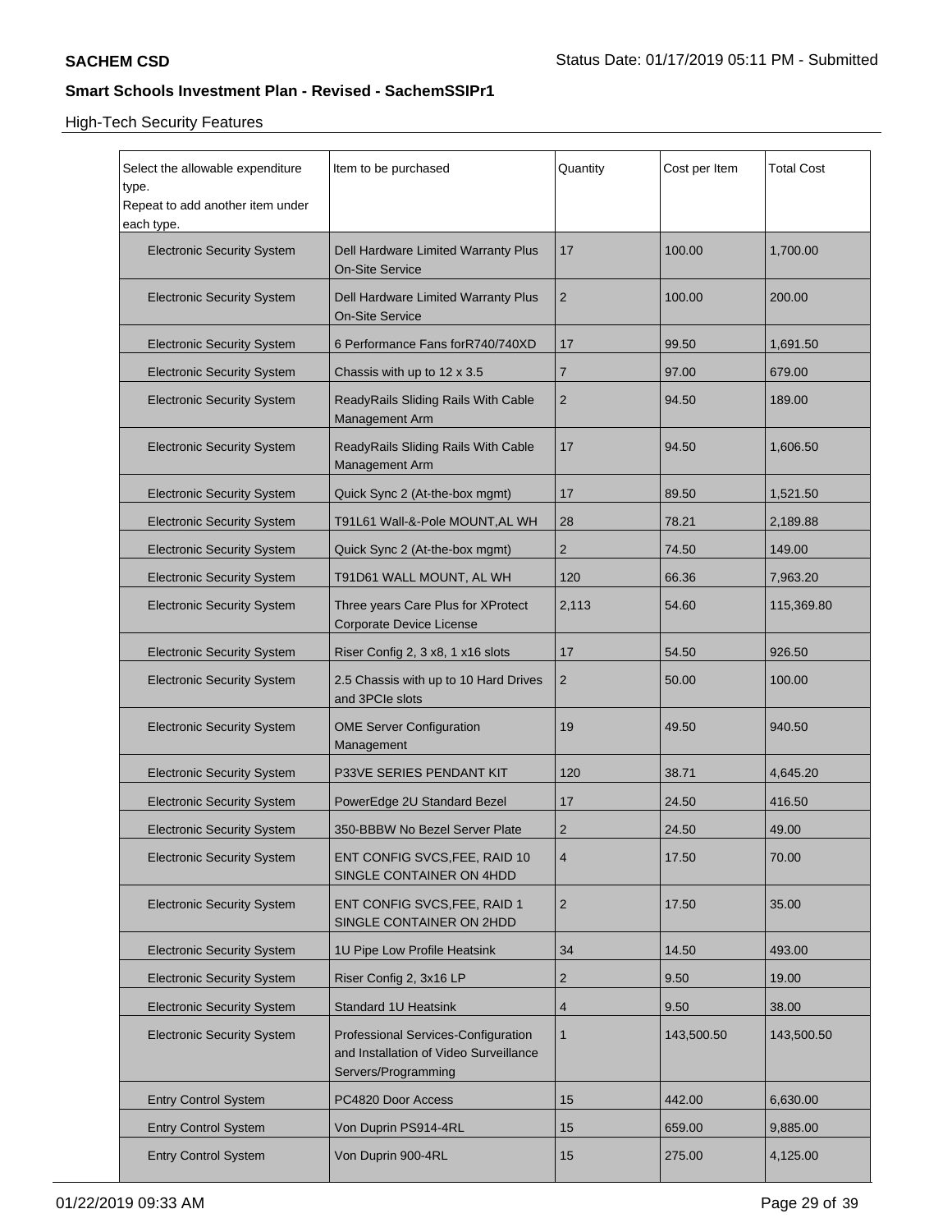## High-Tech Security Features

| Select the allowable expenditure type. Repeat to add another item under each type. | Item to be purchased | Quantity | Cost per Item | Total Cost |
|---|---|---|---|---|
| Electronic Security System | Dell Hardware Limited Warranty Plus On-Site Service | 17 | 100.00 | 1,700.00 |
| Electronic Security System | Dell Hardware Limited Warranty Plus On-Site Service | 2 | 100.00 | 200.00 |
| Electronic Security System | 6 Performance Fans forR740/740XD | 17 | 99.50 | 1,691.50 |
| Electronic Security System | Chassis with up to 12 x 3.5 | 7 | 97.00 | 679.00 |
| Electronic Security System | ReadyRails Sliding Rails With Cable Management Arm | 2 | 94.50 | 189.00 |
| Electronic Security System | ReadyRails Sliding Rails With Cable Management Arm | 17 | 94.50 | 1,606.50 |
| Electronic Security System | Quick Sync 2 (At-the-box mgmt) | 17 | 89.50 | 1,521.50 |
| Electronic Security System | T91L61 Wall-&-Pole MOUNT,AL WH | 28 | 78.21 | 2,189.88 |
| Electronic Security System | Quick Sync 2 (At-the-box mgmt) | 2 | 74.50 | 149.00 |
| Electronic Security System | T91D61 WALL MOUNT, AL WH | 120 | 66.36 | 7,963.20 |
| Electronic Security System | Three years Care Plus for XProtect Corporate Device License | 2,113 | 54.60 | 115,369.80 |
| Electronic Security System | Riser Config 2, 3 x8, 1 x16 slots | 17 | 54.50 | 926.50 |
| Electronic Security System | 2.5 Chassis with up to 10 Hard Drives and 3PCIe slots | 2 | 50.00 | 100.00 |
| Electronic Security System | OME Server Configuration Management | 19 | 49.50 | 940.50 |
| Electronic Security System | P33VE SERIES PENDANT KIT | 120 | 38.71 | 4,645.20 |
| Electronic Security System | PowerEdge 2U Standard Bezel | 17 | 24.50 | 416.50 |
| Electronic Security System | 350-BBBW No Bezel Server Plate | 2 | 24.50 | 49.00 |
| Electronic Security System | ENT CONFIG SVCS,FEE, RAID 10 SINGLE CONTAINER ON 4HDD | 4 | 17.50 | 70.00 |
| Electronic Security System | ENT CONFIG SVCS,FEE, RAID 1 SINGLE CONTAINER ON 2HDD | 2 | 17.50 | 35.00 |
| Electronic Security System | 1U Pipe Low Profile Heatsink | 34 | 14.50 | 493.00 |
| Electronic Security System | Riser Config 2, 3x16 LP | 2 | 9.50 | 19.00 |
| Electronic Security System | Standard 1U Heatsink | 4 | 9.50 | 38.00 |
| Electronic Security System | Professional Services-Configuration and Installation of Video Surveillance Servers/Programming | 1 | 143,500.50 | 143,500.50 |
| Entry Control System | PC4820 Door Access | 15 | 442.00 | 6,630.00 |
| Entry Control System | Von Duprin PS914-4RL | 15 | 659.00 | 9,885.00 |
| Entry Control System | Von Duprin 900-4RL | 15 | 275.00 | 4,125.00 |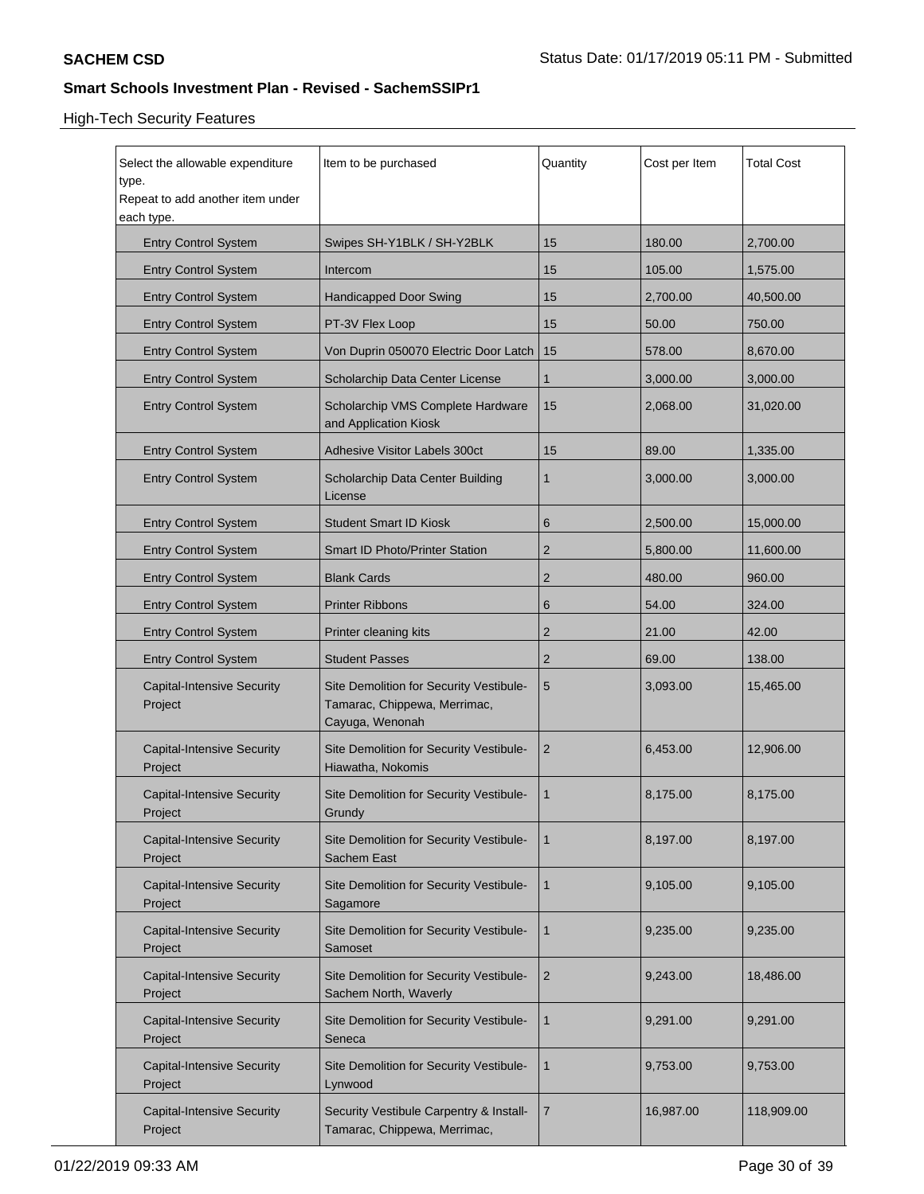## High-Tech Security Features

| Select the allowable expenditure type. Repeat to add another item under each type. | Item to be purchased | Quantity | Cost per Item | Total Cost |
|---|---|---|---|---|
| Entry Control System | Swipes SH-Y1BLK / SH-Y2BLK | 15 | 180.00 | 2,700.00 |
| Entry Control System | Intercom | 15 | 105.00 | 1,575.00 |
| Entry Control System | Handicapped Door Swing | 15 | 2,700.00 | 40,500.00 |
| Entry Control System | PT-3V Flex Loop | 15 | 50.00 | 750.00 |
| Entry Control System | Von Duprin 050070 Electric Door Latch | 15 | 578.00 | 8,670.00 |
| Entry Control System | Scholarchip Data Center License | 1 | 3,000.00 | 3,000.00 |
| Entry Control System | Scholarchip VMS Complete Hardware and Application Kiosk | 15 | 2,068.00 | 31,020.00 |
| Entry Control System | Adhesive Visitor Labels 300ct | 15 | 89.00 | 1,335.00 |
| Entry Control System | Scholarchip Data Center Building License | 1 | 3,000.00 | 3,000.00 |
| Entry Control System | Student Smart ID Kiosk | 6 | 2,500.00 | 15,000.00 |
| Entry Control System | Smart ID Photo/Printer Station | 2 | 5,800.00 | 11,600.00 |
| Entry Control System | Blank Cards | 2 | 480.00 | 960.00 |
| Entry Control System | Printer Ribbons | 6 | 54.00 | 324.00 |
| Entry Control System | Printer cleaning kits | 2 | 21.00 | 42.00 |
| Entry Control System | Student Passes | 2 | 69.00 | 138.00 |
| Capital-Intensive Security Project | Site Demolition for Security Vestibule- Tamarac, Chippewa, Merrimac, Cayuga, Wenonah | 5 | 3,093.00 | 15,465.00 |
| Capital-Intensive Security Project | Site Demolition for Security Vestibule- Hiawatha, Nokomis | 2 | 6,453.00 | 12,906.00 |
| Capital-Intensive Security Project | Site Demolition for Security Vestibule- Grundy | 1 | 8,175.00 | 8,175.00 |
| Capital-Intensive Security Project | Site Demolition for Security Vestibule- Sachem East | 1 | 8,197.00 | 8,197.00 |
| Capital-Intensive Security Project | Site Demolition for Security Vestibule- Sagamore | 1 | 9,105.00 | 9,105.00 |
| Capital-Intensive Security Project | Site Demolition for Security Vestibule- Samoset | 1 | 9,235.00 | 9,235.00 |
| Capital-Intensive Security Project | Site Demolition for Security Vestibule- Sachem North, Waverly | 2 | 9,243.00 | 18,486.00 |
| Capital-Intensive Security Project | Site Demolition for Security Vestibule- Seneca | 1 | 9,291.00 | 9,291.00 |
| Capital-Intensive Security Project | Site Demolition for Security Vestibule- Lynwood | 1 | 9,753.00 | 9,753.00 |
| Capital-Intensive Security Project | Security Vestibule Carpentry & Install- Tamarac, Chippewa, Merrimac, | 7 | 16,987.00 | 118,909.00 |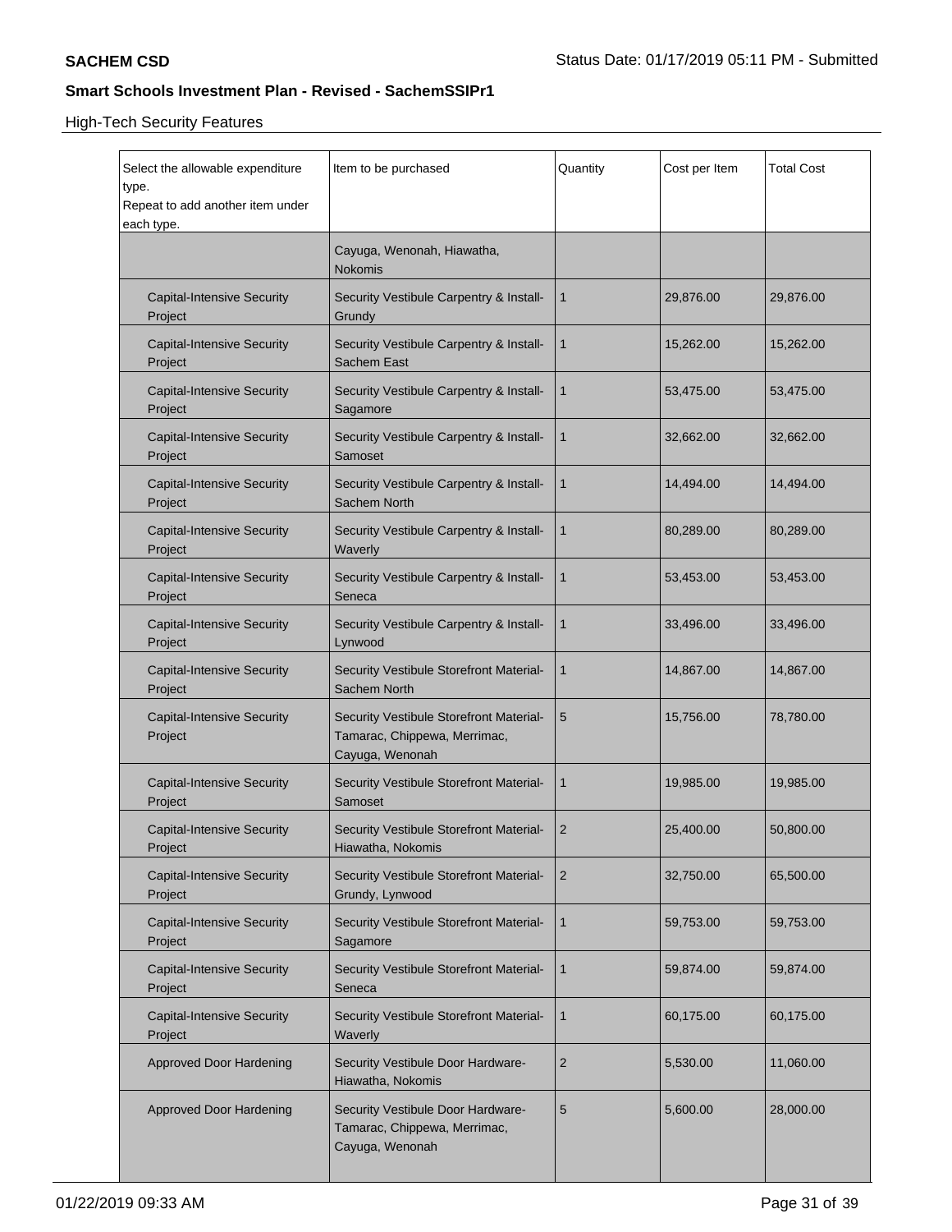**SACHEM CSD**

Status Date: 01/17/2019 05:11 PM - Submitted

**Smart Schools Investment Plan - Revised - SachemSSIPr1**

High-Tech Security Features

| Select the allowable expenditure type. Repeat to add another item under each type. | Item to be purchased | Quantity | Cost per Item | Total Cost |
|---|---|---|---|---|
| | Cayuga, Wenonah, Hiawatha, Nokomis | | | |
| Capital-Intensive Security Project | Security Vestibule Carpentry & Install-Grundy | 1 | 29,876.00 | 29,876.00 |
| Capital-Intensive Security Project | Security Vestibule Carpentry & Install-Sachem East | 1 | 15,262.00 | 15,262.00 |
| Capital-Intensive Security Project | Security Vestibule Carpentry & Install-Sagamore | 1 | 53,475.00 | 53,475.00 |
| Capital-Intensive Security Project | Security Vestibule Carpentry & Install-Samoset | 1 | 32,662.00 | 32,662.00 |
| Capital-Intensive Security Project | Security Vestibule Carpentry & Install-Sachem North | 1 | 14,494.00 | 14,494.00 |
| Capital-Intensive Security Project | Security Vestibule Carpentry & Install-Waverly | 1 | 80,289.00 | 80,289.00 |
| Capital-Intensive Security Project | Security Vestibule Carpentry & Install-Seneca | 1 | 53,453.00 | 53,453.00 |
| Capital-Intensive Security Project | Security Vestibule Carpentry & Install-Lynwood | 1 | 33,496.00 | 33,496.00 |
| Capital-Intensive Security Project | Security Vestibule Storefront Material-Sachem North | 1 | 14,867.00 | 14,867.00 |
| Capital-Intensive Security Project | Security Vestibule Storefront Material-Tamarac, Chippewa, Merrimac, Cayuga, Wenonah | 5 | 15,756.00 | 78,780.00 |
| Capital-Intensive Security Project | Security Vestibule Storefront Material-Samoset | 1 | 19,985.00 | 19,985.00 |
| Capital-Intensive Security Project | Security Vestibule Storefront Material-Hiawatha, Nokomis | 2 | 25,400.00 | 50,800.00 |
| Capital-Intensive Security Project | Security Vestibule Storefront Material-Grundy, Lynwood | 2 | 32,750.00 | 65,500.00 |
| Capital-Intensive Security Project | Security Vestibule Storefront Material-Sagamore | 1 | 59,753.00 | 59,753.00 |
| Capital-Intensive Security Project | Security Vestibule Storefront Material-Seneca | 1 | 59,874.00 | 59,874.00 |
| Capital-Intensive Security Project | Security Vestibule Storefront Material-Waverly | 1 | 60,175.00 | 60,175.00 |
| Approved Door Hardening | Security Vestibule Door Hardware-Hiawatha, Nokomis | 2 | 5,530.00 | 11,060.00 |
| Approved Door Hardening | Security Vestibule Door Hardware-Tamarac, Chippewa, Merrimac, Cayuga, Wenonah | 5 | 5,600.00 | 28,000.00 |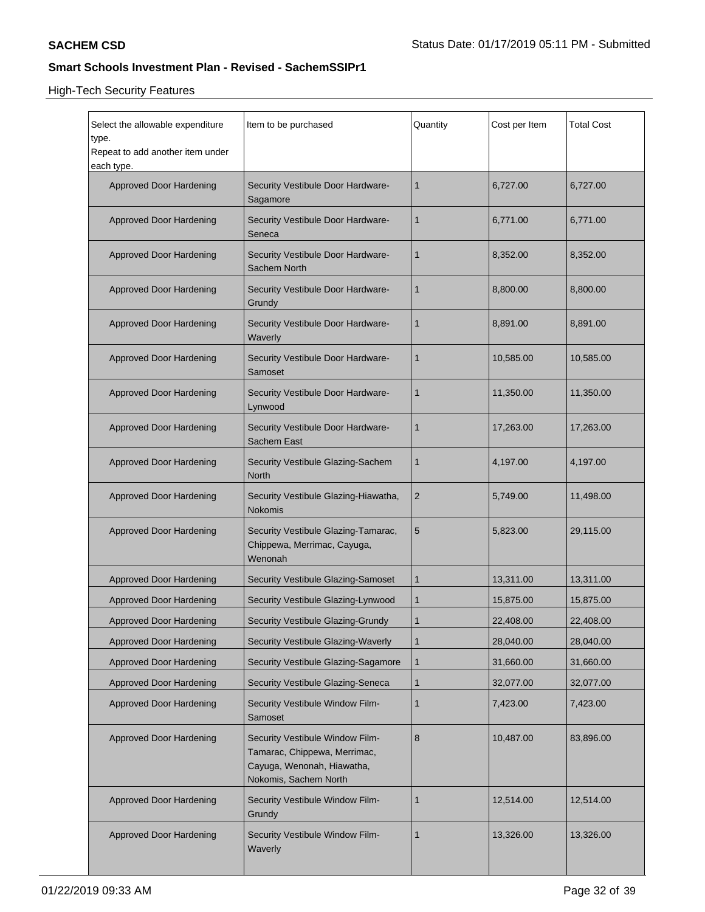High-Tech Security Features

| Select the allowable expenditure type. Repeat to add another item under each type. | Item to be purchased | Quantity | Cost per Item | Total Cost |
|---|---|---|---|---|
| Approved Door Hardening | Security Vestibule Door Hardware-Sagamore | 1 | 6,727.00 | 6,727.00 |
| Approved Door Hardening | Security Vestibule Door Hardware-Seneca | 1 | 6,771.00 | 6,771.00 |
| Approved Door Hardening | Security Vestibule Door Hardware-Sachem North | 1 | 8,352.00 | 8,352.00 |
| Approved Door Hardening | Security Vestibule Door Hardware-Grundy | 1 | 8,800.00 | 8,800.00 |
| Approved Door Hardening | Security Vestibule Door Hardware-Waverly | 1 | 8,891.00 | 8,891.00 |
| Approved Door Hardening | Security Vestibule Door Hardware-Samoset | 1 | 10,585.00 | 10,585.00 |
| Approved Door Hardening | Security Vestibule Door Hardware-Lynwood | 1 | 11,350.00 | 11,350.00 |
| Approved Door Hardening | Security Vestibule Door Hardware-Sachem East | 1 | 17,263.00 | 17,263.00 |
| Approved Door Hardening | Security Vestibule Glazing-Sachem North | 1 | 4,197.00 | 4,197.00 |
| Approved Door Hardening | Security Vestibule Glazing-Hiawatha, Nokomis | 2 | 5,749.00 | 11,498.00 |
| Approved Door Hardening | Security Vestibule Glazing-Tamarac, Chippewa, Merrimac, Cayuga, Wenonah | 5 | 5,823.00 | 29,115.00 |
| Approved Door Hardening | Security Vestibule Glazing-Samoset | 1 | 13,311.00 | 13,311.00 |
| Approved Door Hardening | Security Vestibule Glazing-Lynwood | 1 | 15,875.00 | 15,875.00 |
| Approved Door Hardening | Security Vestibule Glazing-Grundy | 1 | 22,408.00 | 22,408.00 |
| Approved Door Hardening | Security Vestibule Glazing-Waverly | 1 | 28,040.00 | 28,040.00 |
| Approved Door Hardening | Security Vestibule Glazing-Sagamore | 1 | 31,660.00 | 31,660.00 |
| Approved Door Hardening | Security Vestibule Glazing-Seneca | 1 | 32,077.00 | 32,077.00 |
| Approved Door Hardening | Security Vestibule Window Film-Samoset | 1 | 7,423.00 | 7,423.00 |
| Approved Door Hardening | Security Vestibule Window Film-Tamarac, Chippewa, Merrimac, Cayuga, Wenonah, Hiawatha, Nokomis, Sachem North | 8 | 10,487.00 | 83,896.00 |
| Approved Door Hardening | Security Vestibule Window Film-Grundy | 1 | 12,514.00 | 12,514.00 |
| Approved Door Hardening | Security Vestibule Window Film-Waverly | 1 | 13,326.00 | 13,326.00 |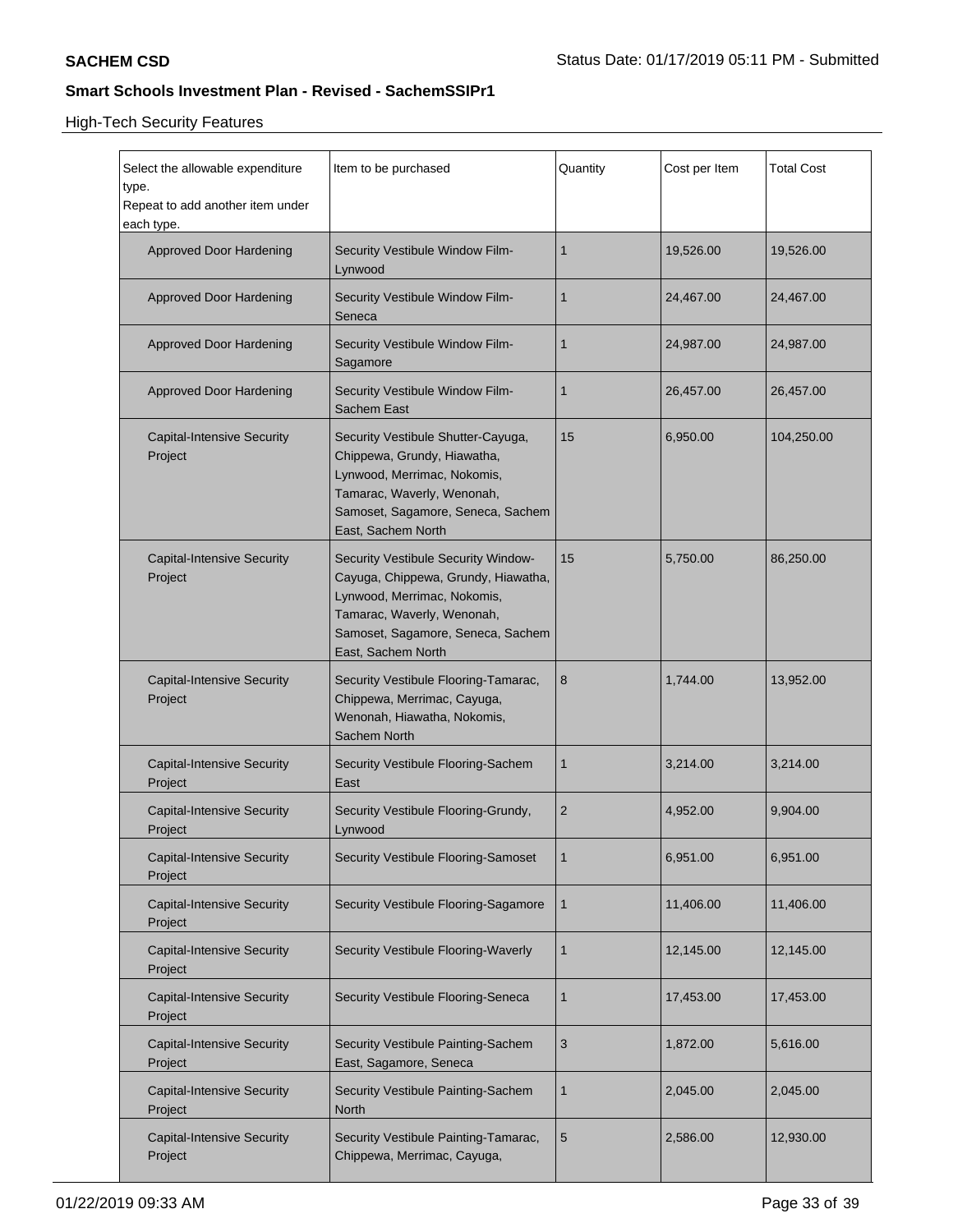## High-Tech Security Features

| Select the allowable expenditure type. Repeat to add another item under each type. | Item to be purchased | Quantity | Cost per Item | Total Cost |
|---|---|---|---|---|
| Approved Door Hardening | Security Vestibule Window Film-Lynwood | 1 | 19,526.00 | 19,526.00 |
| Approved Door Hardening | Security Vestibule Window Film-Seneca | 1 | 24,467.00 | 24,467.00 |
| Approved Door Hardening | Security Vestibule Window Film-Sagamore | 1 | 24,987.00 | 24,987.00 |
| Approved Door Hardening | Security Vestibule Window Film-Sachem East | 1 | 26,457.00 | 26,457.00 |
| Capital-Intensive Security Project | Security Vestibule Shutter-Cayuga, Chippewa, Grundy, Hiawatha, Lynwood, Merrimac, Nokomis, Tamarac, Waverly, Wenonah, Samoset, Sagamore, Seneca, Sachem East, Sachem North | 15 | 6,950.00 | 104,250.00 |
| Capital-Intensive Security Project | Security Vestibule Security Window-Cayuga, Chippewa, Grundy, Hiawatha, Lynwood, Merrimac, Nokomis, Tamarac, Waverly, Wenonah, Samoset, Sagamore, Seneca, Sachem East, Sachem North | 15 | 5,750.00 | 86,250.00 |
| Capital-Intensive Security Project | Security Vestibule Flooring-Tamarac, Chippewa, Merrimac, Cayuga, Wenonah, Hiawatha, Nokomis, Sachem North | 8 | 1,744.00 | 13,952.00 |
| Capital-Intensive Security Project | Security Vestibule Flooring-Sachem East | 1 | 3,214.00 | 3,214.00 |
| Capital-Intensive Security Project | Security Vestibule Flooring-Grundy, Lynwood | 2 | 4,952.00 | 9,904.00 |
| Capital-Intensive Security Project | Security Vestibule Flooring-Samoset | 1 | 6,951.00 | 6,951.00 |
| Capital-Intensive Security Project | Security Vestibule Flooring-Sagamore | 1 | 11,406.00 | 11,406.00 |
| Capital-Intensive Security Project | Security Vestibule Flooring-Waverly | 1 | 12,145.00 | 12,145.00 |
| Capital-Intensive Security Project | Security Vestibule Flooring-Seneca | 1 | 17,453.00 | 17,453.00 |
| Capital-Intensive Security Project | Security Vestibule Painting-Sachem East, Sagamore, Seneca | 3 | 1,872.00 | 5,616.00 |
| Capital-Intensive Security Project | Security Vestibule Painting-Sachem North | 1 | 2,045.00 | 2,045.00 |
| Capital-Intensive Security Project | Security Vestibule Painting-Tamarac, Chippewa, Merrimac, Cayuga, | 5 | 2,586.00 | 12,930.00 |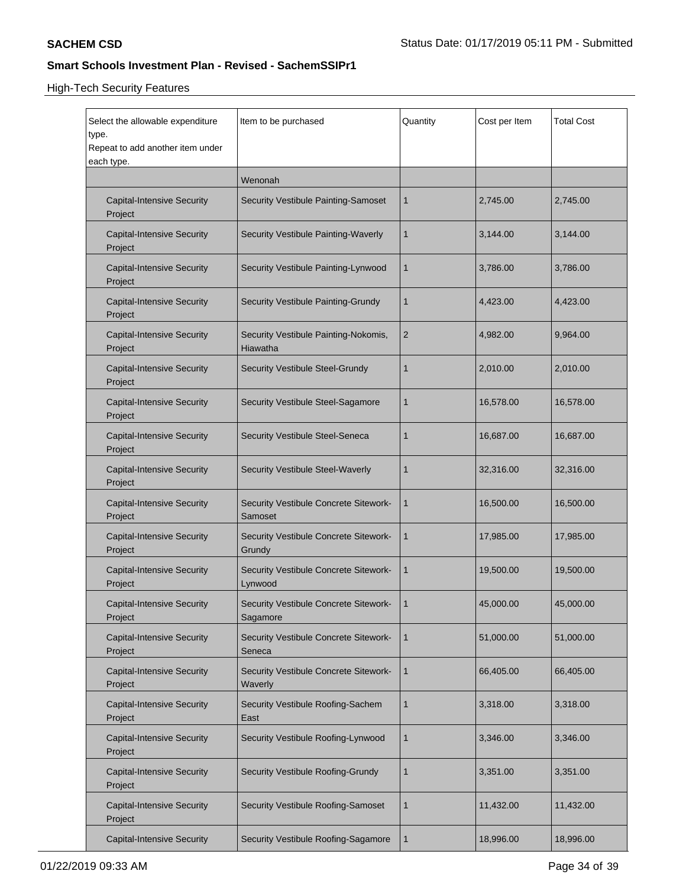**SACHEM CSD**

## Smart Schools Investment Plan - Revised - SachemSSIPr1

High-Tech Security Features

| Select the allowable expenditure type. Repeat to add another item under each type. | Item to be purchased | Quantity | Cost per Item | Total Cost |
|---|---|---|---|---|
| | Wenonah | | | |
| Capital-Intensive Security Project | Security Vestibule Painting-Samoset | 1 | 2,745.00 | 2,745.00 |
| Capital-Intensive Security Project | Security Vestibule Painting-Waverly | 1 | 3,144.00 | 3,144.00 |
| Capital-Intensive Security Project | Security Vestibule Painting-Lynwood | 1 | 3,786.00 | 3,786.00 |
| Capital-Intensive Security Project | Security Vestibule Painting-Grundy | 1 | 4,423.00 | 4,423.00 |
| Capital-Intensive Security Project | Security Vestibule Painting-Nokomis, Hiawatha | 2 | 4,982.00 | 9,964.00 |
| Capital-Intensive Security Project | Security Vestibule Steel-Grundy | 1 | 2,010.00 | 2,010.00 |
| Capital-Intensive Security Project | Security Vestibule Steel-Sagamore | 1 | 16,578.00 | 16,578.00 |
| Capital-Intensive Security Project | Security Vestibule Steel-Seneca | 1 | 16,687.00 | 16,687.00 |
| Capital-Intensive Security Project | Security Vestibule Steel-Waverly | 1 | 32,316.00 | 32,316.00 |
| Capital-Intensive Security Project | Security Vestibule Concrete Sitework-Samoset | 1 | 16,500.00 | 16,500.00 |
| Capital-Intensive Security Project | Security Vestibule Concrete Sitework-Grundy | 1 | 17,985.00 | 17,985.00 |
| Capital-Intensive Security Project | Security Vestibule Concrete Sitework-Lynwood | 1 | 19,500.00 | 19,500.00 |
| Capital-Intensive Security Project | Security Vestibule Concrete Sitework-Sagamore | 1 | 45,000.00 | 45,000.00 |
| Capital-Intensive Security Project | Security Vestibule Concrete Sitework-Seneca | 1 | 51,000.00 | 51,000.00 |
| Capital-Intensive Security Project | Security Vestibule Concrete Sitework-Waverly | 1 | 66,405.00 | 66,405.00 |
| Capital-Intensive Security Project | Security Vestibule Roofing-Sachem East | 1 | 3,318.00 | 3,318.00 |
| Capital-Intensive Security Project | Security Vestibule Roofing-Lynwood | 1 | 3,346.00 | 3,346.00 |
| Capital-Intensive Security Project | Security Vestibule Roofing-Grundy | 1 | 3,351.00 | 3,351.00 |
| Capital-Intensive Security Project | Security Vestibule Roofing-Samoset | 1 | 11,432.00 | 11,432.00 |
| Capital-Intensive Security | Security Vestibule Roofing-Sagamore | 1 | 18,996.00 | 18,996.00 |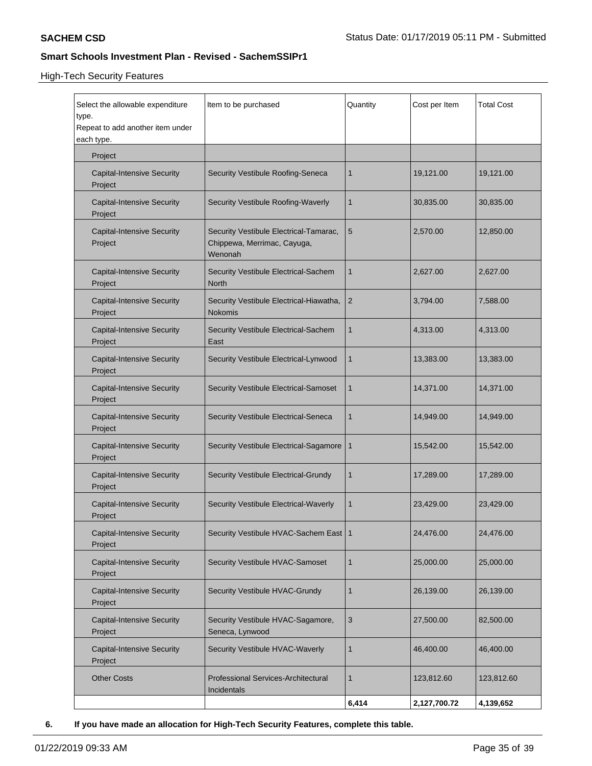## High-Tech Security Features

| Select the allowable expenditure type.<br>Repeat to add another item under each type. | Item to be purchased | Quantity | Cost per Item | Total Cost |
|---|---|---|---|---|
| Project | | | | |
| Capital-Intensive Security Project | Security Vestibule Roofing-Seneca | 1 | 19,121.00 | 19,121.00 |
| Capital-Intensive Security Project | Security Vestibule Roofing-Waverly | 1 | 30,835.00 | 30,835.00 |
| Capital-Intensive Security Project | Security Vestibule Electrical-Tamarac, Chippewa, Merrimac, Cayuga, Wenonah | 5 | 2,570.00 | 12,850.00 |
| Capital-Intensive Security Project | Security Vestibule Electrical-Sachem North | 1 | 2,627.00 | 2,627.00 |
| Capital-Intensive Security Project | Security Vestibule Electrical-Hiawatha, Nokomis | 2 | 3,794.00 | 7,588.00 |
| Capital-Intensive Security Project | Security Vestibule Electrical-Sachem East | 1 | 4,313.00 | 4,313.00 |
| Capital-Intensive Security Project | Security Vestibule Electrical-Lynwood | 1 | 13,383.00 | 13,383.00 |
| Capital-Intensive Security Project | Security Vestibule Electrical-Samoset | 1 | 14,371.00 | 14,371.00 |
| Capital-Intensive Security Project | Security Vestibule Electrical-Seneca | 1 | 14,949.00 | 14,949.00 |
| Capital-Intensive Security Project | Security Vestibule Electrical-Sagamore | 1 | 15,542.00 | 15,542.00 |
| Capital-Intensive Security Project | Security Vestibule Electrical-Grundy | 1 | 17,289.00 | 17,289.00 |
| Capital-Intensive Security Project | Security Vestibule Electrical-Waverly | 1 | 23,429.00 | 23,429.00 |
| Capital-Intensive Security Project | Security Vestibule HVAC-Sachem East | 1 | 24,476.00 | 24,476.00 |
| Capital-Intensive Security Project | Security Vestibule HVAC-Samoset | 1 | 25,000.00 | 25,000.00 |
| Capital-Intensive Security Project | Security Vestibule HVAC-Grundy | 1 | 26,139.00 | 26,139.00 |
| Capital-Intensive Security Project | Security Vestibule HVAC-Sagamore, Seneca, Lynwood | 3 | 27,500.00 | 82,500.00 |
| Capital-Intensive Security Project | Security Vestibule HVAC-Waverly | 1 | 46,400.00 | 46,400.00 |
| Other Costs | Professional Services-Architectural Incidentals | 1 | 123,812.60 | 123,812.60 |
| | | **6,414** | **2,127,700.72** | **4,139,652** |

**6. If you have made an allocation for High-Tech Security Features, complete this table.**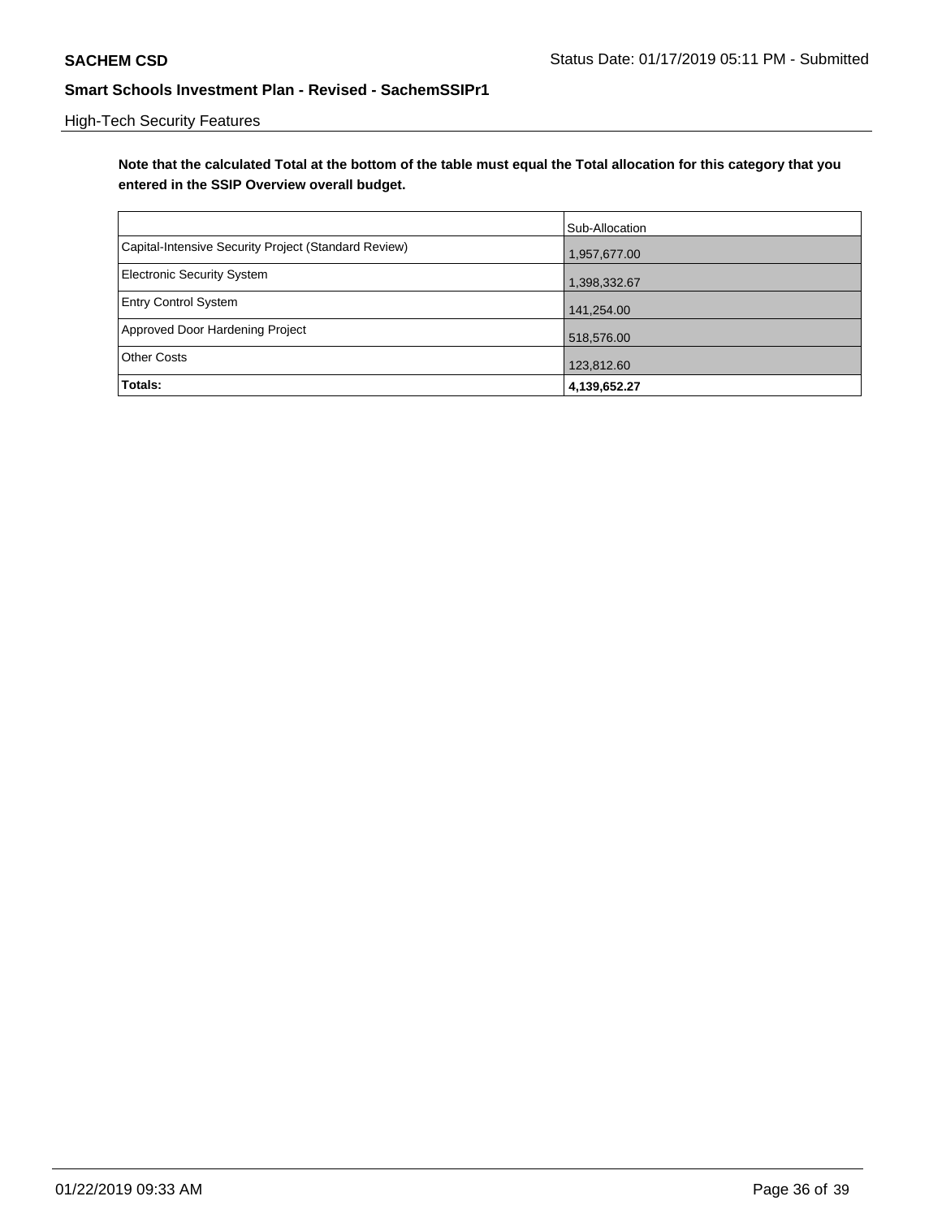High-Tech Security Features

**Note that the calculated Total at the bottom of the table must equal the Total allocation for this category that you entered in the SSIP Overview overall budget.**

| | Sub-Allocation |
|---|---|
| Capital-Intensive Security Project (Standard Review) | 1,957,677.00 |
| Electronic Security System | 1,398,332.67 |
| Entry Control System | 141,254.00 |
| Approved Door Hardening Project | 518,576.00 |
| Other Costs | 123,812.60 |
| **Totals:** | **4,139,652.27** |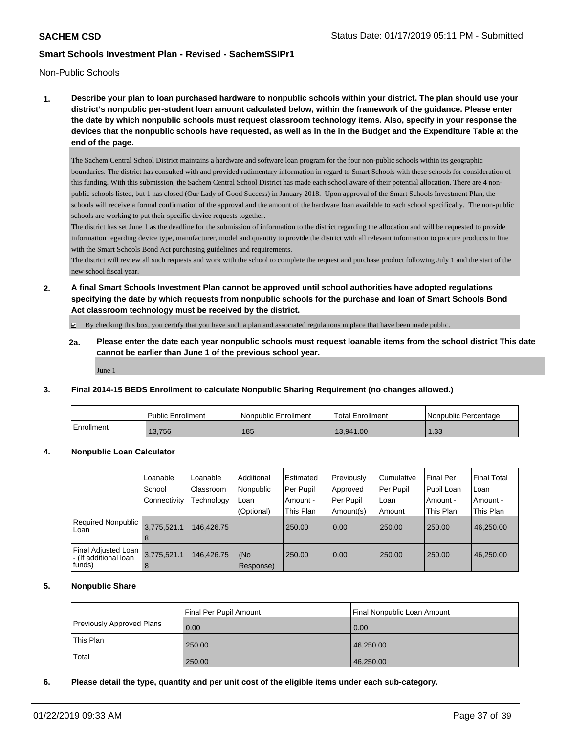Non-Public Schools

**1. Describe your plan to loan purchased hardware to nonpublic schools within your district. The plan should use your district's nonpublic per-student loan amount calculated below, within the framework of the guidance. Please enter the date by which nonpublic schools must request classroom technology items. Also, specify in your response the devices that the nonpublic schools have requested, as well as in the in the Budget and the Expenditure Table at the end of the page.**

The Sachem Central School District maintains a hardware and software loan program for the four non-public schools within its geographic boundaries. The district has consulted with and provided rudimentary information in regard to Smart Schools with these schools for consideration of this funding. With this submission, the Sachem Central School District has made each school aware of their potential allocation. There are 4 non-public schools listed, but 1 has closed (Our Lady of Good Success) in January 2018. Upon approval of the Smart Schools Investment Plan, the schools will receive a formal confirmation of the approval and the amount of the hardware loan available to each school specifically. The non-public schools are working to put their specific device requests together.

The district has set June 1 as the deadline for the submission of information to the district regarding the allocation and will be requested to provide information regarding device type, manufacturer, model and quantity to provide the district with all relevant information to procure products in line with the Smart Schools Bond Act purchasing guidelines and requirements.

The district will review all such requests and work with the school to complete the request and purchase product following July 1 and the start of the new school fiscal year.

**2. A final Smart Schools Investment Plan cannot be approved until school authorities have adopted regulations specifying the date by which requests from nonpublic schools for the purchase and loan of Smart Schools Bond Act classroom technology must be received by the district.**

☑ By checking this box, you certify that you have such a plan and associated regulations in place that have been made public.

**2a. Please enter the date each year nonpublic schools must request loanable items from the school district This date cannot be earlier than June 1 of the previous school year.**

June 1

**3. Final 2014-15 BEDS Enrollment to calculate Nonpublic Sharing Requirement (no changes allowed.)**

| | Public Enrollment | Nonpublic Enrollment | Total Enrollment | Nonpublic Percentage |
|---|---|---|---|---|
| Enrollment | 13,756 | 185 | 13,941.00 | 1.33 |

**4. Nonpublic Loan Calculator**

| | Loanable School Connectivity | Loanable Classroom Technology | Additional Nonpublic Loan (Optional) | Estimated Per Pupil Amount - This Plan | Previously Approved Per Pupil Amount(s) | Cumulative Per Pupil Loan Amount | Final Per Pupil Loan Amount - This Plan | Final Total Loan Amount - This Plan |
|---|---|---|---|---|---|---|---|---|
| Required Nonpublic Loan | 3,775,521.18 | 146,426.75 | | 250.00 | 0.00 | 250.00 | 250.00 | 46,250.00 |
| Final Adjusted Loan - (If additional loan funds) | 3,775,521.18 | 146,426.75 | (No Response) | 250.00 | 0.00 | 250.00 | 250.00 | 46,250.00 |

**5. Nonpublic Share**

| | Final Per Pupil Amount | Final Nonpublic Loan Amount |
|---|---|---|
| Previously Approved Plans | 0.00 | 0.00 |
| This Plan | 250.00 | 46,250.00 |
| Total | 250.00 | 46,250.00 |

**6. Please detail the type, quantity and per unit cost of the eligible items under each sub-category.**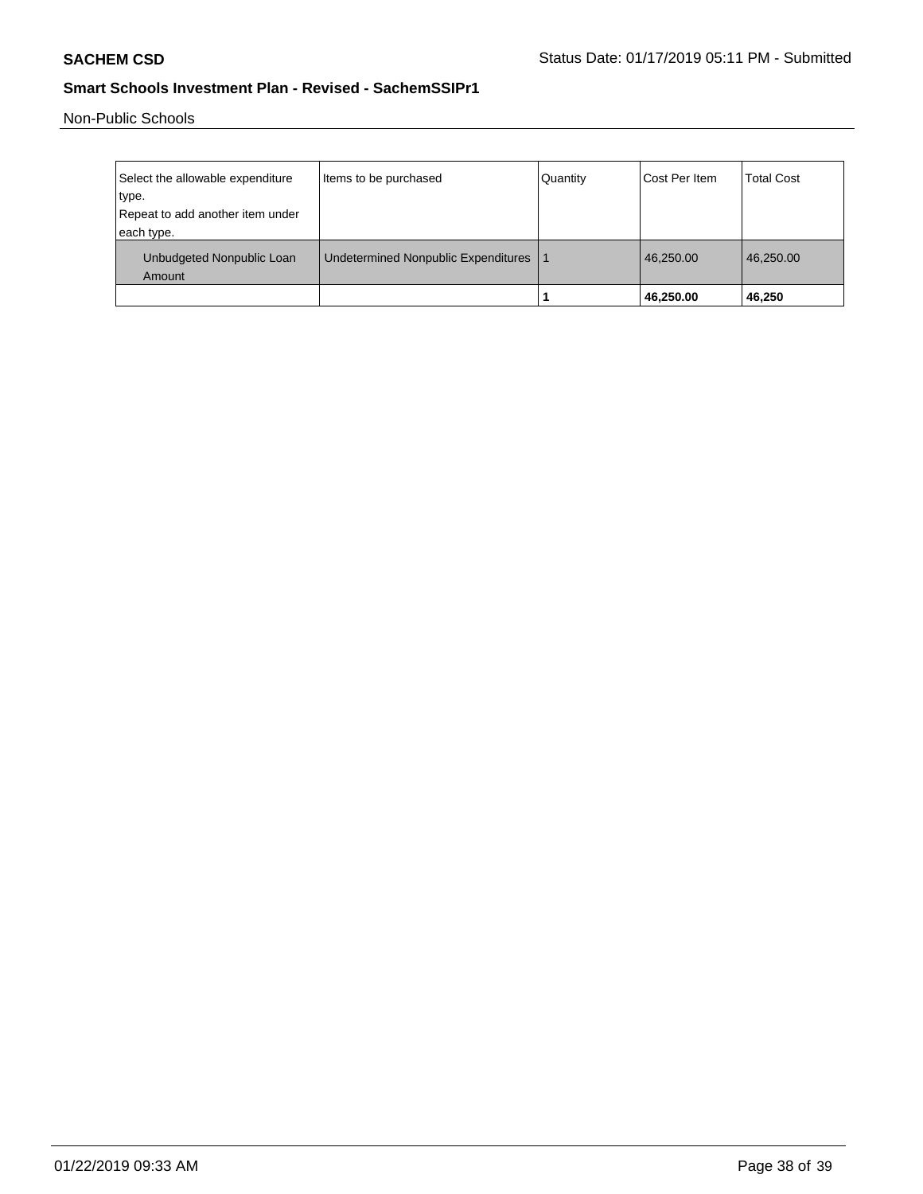Non-Public Schools

| Select the allowable expenditure type. Repeat to add another item under each type. | Items to be purchased | Quantity | Cost Per Item | Total Cost |
| --- | --- | --- | --- | --- |
| Unbudgeted Nonpublic Loan Amount | Undetermined Nonpublic Expenditures | 1 | 46,250.00 | 46,250.00 |
| | | **1** | **46,250.00** | **46,250** |